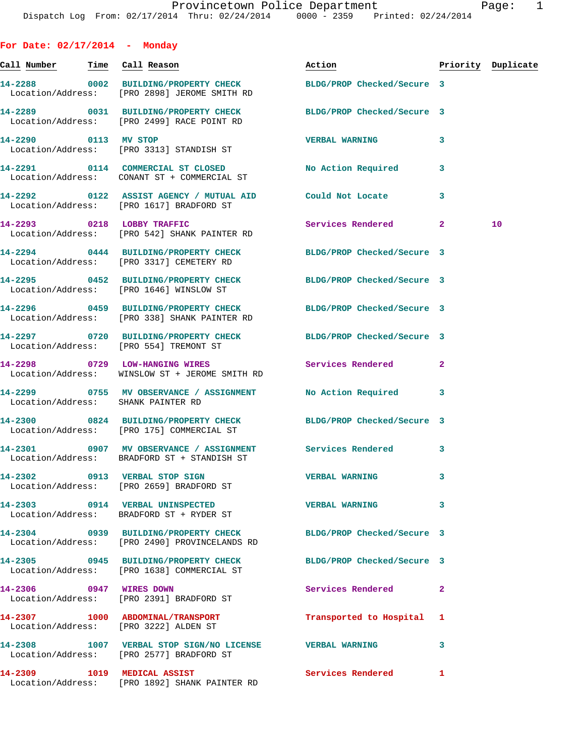Provincetown Police Department
Dispatch Log From: 02/17/2014 Thru: 02/24/2014 0000 - 2359 Printed: 02/24/2014

## For Date: 02/17/2014 - Monday

| Call Number | Time | Call Reason | Action | Priority | Duplicate |
|---|---|---|---|---|---|
| 14-2288 | 0002 | BUILDING/PROPERTY CHECK | BLDG/PROP Checked/Secure | 3 | |
| Location/Address: | | [PRO 2898] JEROME SMITH RD | | | |
| 14-2289 | 0031 | BUILDING/PROPERTY CHECK | BLDG/PROP Checked/Secure | 3 | |
| Location/Address: | | [PRO 2499] RACE POINT RD | | | |
| 14-2290 | 0113 | MV STOP | VERBAL WARNING | 3 | |
| Location/Address: | | [PRO 3313] STANDISH ST | | | |
| 14-2291 | 0114 | COMMERCIAL ST CLOSED | No Action Required | 3 | |
| Location/Address: | | CONANT ST + COMMERCIAL ST | | | |
| 14-2292 | 0122 | ASSIST AGENCY / MUTUAL AID | Could Not Locate | 3 | |
| Location/Address: | | [PRO 1617] BRADFORD ST | | | |
| 14-2293 | 0218 | LOBBY TRAFFIC | Services Rendered | 2 | 10 |
| Location/Address: | | [PRO 542] SHANK PAINTER RD | | | |
| 14-2294 | 0444 | BUILDING/PROPERTY CHECK | BLDG/PROP Checked/Secure | 3 | |
| Location/Address: | | [PRO 3317] CEMETERY RD | | | |
| 14-2295 | 0452 | BUILDING/PROPERTY CHECK | BLDG/PROP Checked/Secure | 3 | |
| Location/Address: | | [PRO 1646] WINSLOW ST | | | |
| 14-2296 | 0459 | BUILDING/PROPERTY CHECK | BLDG/PROP Checked/Secure | 3 | |
| Location/Address: | | [PRO 338] SHANK PAINTER RD | | | |
| 14-2297 | 0720 | BUILDING/PROPERTY CHECK | BLDG/PROP Checked/Secure | 3 | |
| Location/Address: | | [PRO 554] TREMONT ST | | | |
| 14-2298 | 0729 | LOW-HANGING WIRES | Services Rendered | 2 | |
| Location/Address: | | WINSLOW ST + JEROME SMITH RD | | | |
| 14-2299 | 0755 | MV OBSERVANCE / ASSIGNMENT | No Action Required | 3 | |
| Location/Address: | | SHANK PAINTER RD | | | |
| 14-2300 | 0824 | BUILDING/PROPERTY CHECK | BLDG/PROP Checked/Secure | 3 | |
| Location/Address: | | [PRO 175] COMMERCIAL ST | | | |
| 14-2301 | 0907 | MV OBSERVANCE / ASSIGNMENT | Services Rendered | 3 | |
| Location/Address: | | BRADFORD ST + STANDISH ST | | | |
| 14-2302 | 0913 | VERBAL STOP SIGN | VERBAL WARNING | 3 | |
| Location/Address: | | [PRO 2659] BRADFORD ST | | | |
| 14-2303 | 0914 | VERBAL UNINSPECTED | VERBAL WARNING | 3 | |
| Location/Address: | | BRADFORD ST + RYDER ST | | | |
| 14-2304 | 0939 | BUILDING/PROPERTY CHECK | BLDG/PROP Checked/Secure | 3 | |
| Location/Address: | | [PRO 2490] PROVINCELANDS RD | | | |
| 14-2305 | 0945 | BUILDING/PROPERTY CHECK | BLDG/PROP Checked/Secure | 3 | |
| Location/Address: | | [PRO 1638] COMMERCIAL ST | | | |
| 14-2306 | 0947 | WIRES DOWN | Services Rendered | 2 | |
| Location/Address: | | [PRO 2391] BRADFORD ST | | | |
| 14-2307 | 1000 | ABDOMINAL/TRANSPORT | Transported to Hospital | 1 | |
| Location/Address: | | [PRO 3222] ALDEN ST | | | |
| 14-2308 | 1007 | VERBAL STOP SIGN/NO LICENSE | VERBAL WARNING | 3 | |
| Location/Address: | | [PRO 2577] BRADFORD ST | | | |
| 14-2309 | 1019 | MEDICAL ASSIST | Services Rendered | 1 | |
| Location/Address: | | [PRO 1892] SHANK PAINTER RD | | | |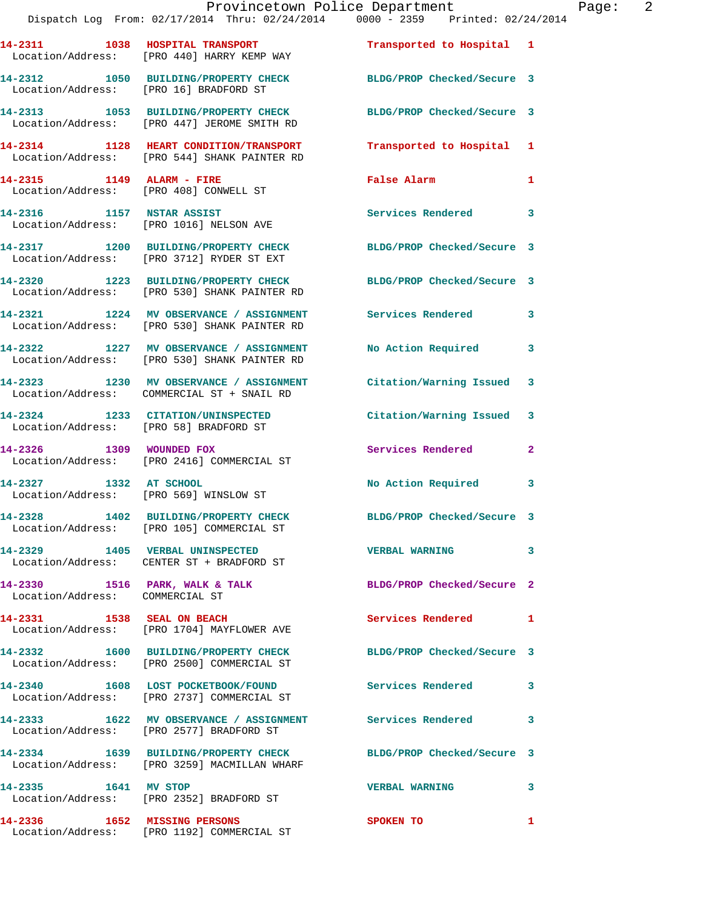| Call # | Time | Call Reason | Action | Priority |
|---|---|---|---|---|
| 14-2311 | 1038 | HOSPITAL TRANSPORT | Transported to Hospital | 1 |
| Location/Address: | | [PRO 440] HARRY KEMP WAY | | |
| 14-2312 | 1050 | BUILDING/PROPERTY CHECK | BLDG/PROP Checked/Secure | 3 |
| Location/Address: | | [PRO 16] BRADFORD ST | | |
| 14-2313 | 1053 | BUILDING/PROPERTY CHECK | BLDG/PROP Checked/Secure | 3 |
| Location/Address: | | [PRO 447] JEROME SMITH RD | | |
| 14-2314 | 1128 | HEART CONDITION/TRANSPORT | Transported to Hospital | 1 |
| Location/Address: | | [PRO 544] SHANK PAINTER RD | | |
| 14-2315 | 1149 | ALARM - FIRE | False Alarm | 1 |
| Location/Address: | | [PRO 408] CONWELL ST | | |
| 14-2316 | 1157 | NSTAR ASSIST | Services Rendered | 3 |
| Location/Address: | | [PRO 1016] NELSON AVE | | |
| 14-2317 | 1200 | BUILDING/PROPERTY CHECK | BLDG/PROP Checked/Secure | 3 |
| Location/Address: | | [PRO 3712] RYDER ST EXT | | |
| 14-2320 | 1223 | BUILDING/PROPERTY CHECK | BLDG/PROP Checked/Secure | 3 |
| Location/Address: | | [PRO 530] SHANK PAINTER RD | | |
| 14-2321 | 1224 | MV OBSERVANCE / ASSIGNMENT | Services Rendered | 3 |
| Location/Address: | | [PRO 530] SHANK PAINTER RD | | |
| 14-2322 | 1227 | MV OBSERVANCE / ASSIGNMENT | No Action Required | 3 |
| Location/Address: | | [PRO 530] SHANK PAINTER RD | | |
| 14-2323 | 1230 | MV OBSERVANCE / ASSIGNMENT | Citation/Warning Issued | 3 |
| Location/Address: | | COMMERCIAL ST + SNAIL RD | | |
| 14-2324 | 1233 | CITATION/UNINSPECTED | Citation/Warning Issued | 3 |
| Location/Address: | | [PRO 58] BRADFORD ST | | |
| 14-2326 | 1309 | WOUNDED FOX | Services Rendered | 2 |
| Location/Address: | | [PRO 2416] COMMERCIAL ST | | |
| 14-2327 | 1332 | AT SCHOOL | No Action Required | 3 |
| Location/Address: | | [PRO 569] WINSLOW ST | | |
| 14-2328 | 1402 | BUILDING/PROPERTY CHECK | BLDG/PROP Checked/Secure | 3 |
| Location/Address: | | [PRO 105] COMMERCIAL ST | | |
| 14-2329 | 1405 | VERBAL UNINSPECTED | VERBAL WARNING | 3 |
| Location/Address: | | CENTER ST + BRADFORD ST | | |
| 14-2330 | 1516 | PARK, WALK & TALK | BLDG/PROP Checked/Secure | 2 |
| Location/Address: | | COMMERCIAL ST | | |
| 14-2331 | 1538 | SEAL ON BEACH | Services Rendered | 1 |
| Location/Address: | | [PRO 1704] MAYFLOWER AVE | | |
| 14-2332 | 1600 | BUILDING/PROPERTY CHECK | BLDG/PROP Checked/Secure | 3 |
| Location/Address: | | [PRO 2500] COMMERCIAL ST | | |
| 14-2340 | 1608 | LOST POCKETBOOK/FOUND | Services Rendered | 3 |
| Location/Address: | | [PRO 2737] COMMERCIAL ST | | |
| 14-2333 | 1622 | MV OBSERVANCE / ASSIGNMENT | Services Rendered | 3 |
| Location/Address: | | [PRO 2577] BRADFORD ST | | |
| 14-2334 | 1639 | BUILDING/PROPERTY CHECK | BLDG/PROP Checked/Secure | 3 |
| Location/Address: | | [PRO 3259] MACMILLAN WHARF | | |
| 14-2335 | 1641 | MV STOP | VERBAL WARNING | 3 |
| Location/Address: | | [PRO 2352] BRADFORD ST | | |
| 14-2336 | 1652 | MISSING PERSONS | SPOKEN TO | 1 |
| Location/Address: | | [PRO 1192] COMMERCIAL ST | | |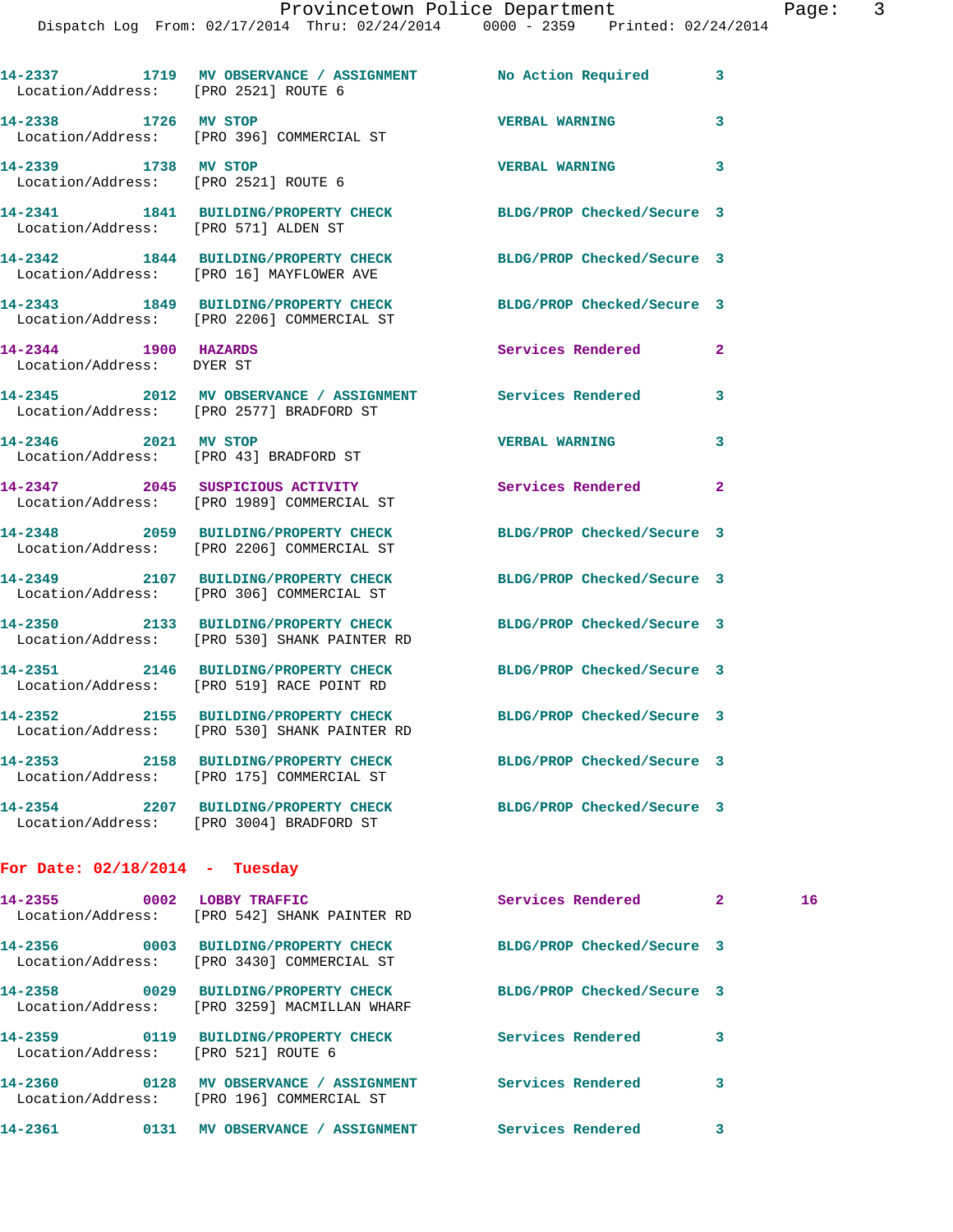14-2337 1719 MV OBSERVANCE / ASSIGNMENT No Action Required 3
Location/Address: [PRO 2521] ROUTE 6

14-2338 1726 MV STOP VERBAL WARNING 3
Location/Address: [PRO 396] COMMERCIAL ST

14-2339 1738 MV STOP VERBAL WARNING 3
Location/Address: [PRO 2521] ROUTE 6

14-2341 1841 BUILDING/PROPERTY CHECK BLDG/PROP Checked/Secure 3
Location/Address: [PRO 571] ALDEN ST

14-2342 1844 BUILDING/PROPERTY CHECK BLDG/PROP Checked/Secure 3
Location/Address: [PRO 16] MAYFLOWER AVE

14-2343 1849 BUILDING/PROPERTY CHECK BLDG/PROP Checked/Secure 3
Location/Address: [PRO 2206] COMMERCIAL ST

14-2344 1900 HAZARDS Services Rendered 2
Location/Address: DYER ST

14-2345 2012 MV OBSERVANCE / ASSIGNMENT Services Rendered 3
Location/Address: [PRO 2577] BRADFORD ST

14-2346 2021 MV STOP VERBAL WARNING 3
Location/Address: [PRO 43] BRADFORD ST

14-2347 2045 SUSPICIOUS ACTIVITY Services Rendered 2
Location/Address: [PRO 1989] COMMERCIAL ST

14-2348 2059 BUILDING/PROPERTY CHECK BLDG/PROP Checked/Secure 3
Location/Address: [PRO 2206] COMMERCIAL ST

14-2349 2107 BUILDING/PROPERTY CHECK BLDG/PROP Checked/Secure 3
Location/Address: [PRO 306] COMMERCIAL ST

14-2350 2133 BUILDING/PROPERTY CHECK BLDG/PROP Checked/Secure 3
Location/Address: [PRO 530] SHANK PAINTER RD

14-2351 2146 BUILDING/PROPERTY CHECK BLDG/PROP Checked/Secure 3
Location/Address: [PRO 519] RACE POINT RD

14-2352 2155 BUILDING/PROPERTY CHECK BLDG/PROP Checked/Secure 3
Location/Address: [PRO 530] SHANK PAINTER RD

14-2353 2158 BUILDING/PROPERTY CHECK BLDG/PROP Checked/Secure 3
Location/Address: [PRO 175] COMMERCIAL ST

14-2354 2207 BUILDING/PROPERTY CHECK BLDG/PROP Checked/Secure 3
Location/Address: [PRO 3004] BRADFORD ST

## For Date: 02/18/2014 - Tuesday

14-2355 0002 LOBBY TRAFFIC Services Rendered 2 16
Location/Address: [PRO 542] SHANK PAINTER RD

14-2356 0003 BUILDING/PROPERTY CHECK BLDG/PROP Checked/Secure 3
Location/Address: [PRO 3430] COMMERCIAL ST

14-2358 0029 BUILDING/PROPERTY CHECK BLDG/PROP Checked/Secure 3
Location/Address: [PRO 3259] MACMILLAN WHARF

14-2359 0119 BUILDING/PROPERTY CHECK Services Rendered 3
Location/Address: [PRO 521] ROUTE 6

14-2360 0128 MV OBSERVANCE / ASSIGNMENT Services Rendered 3
Location/Address: [PRO 196] COMMERCIAL ST

14-2361 0131 MV OBSERVANCE / ASSIGNMENT Services Rendered 3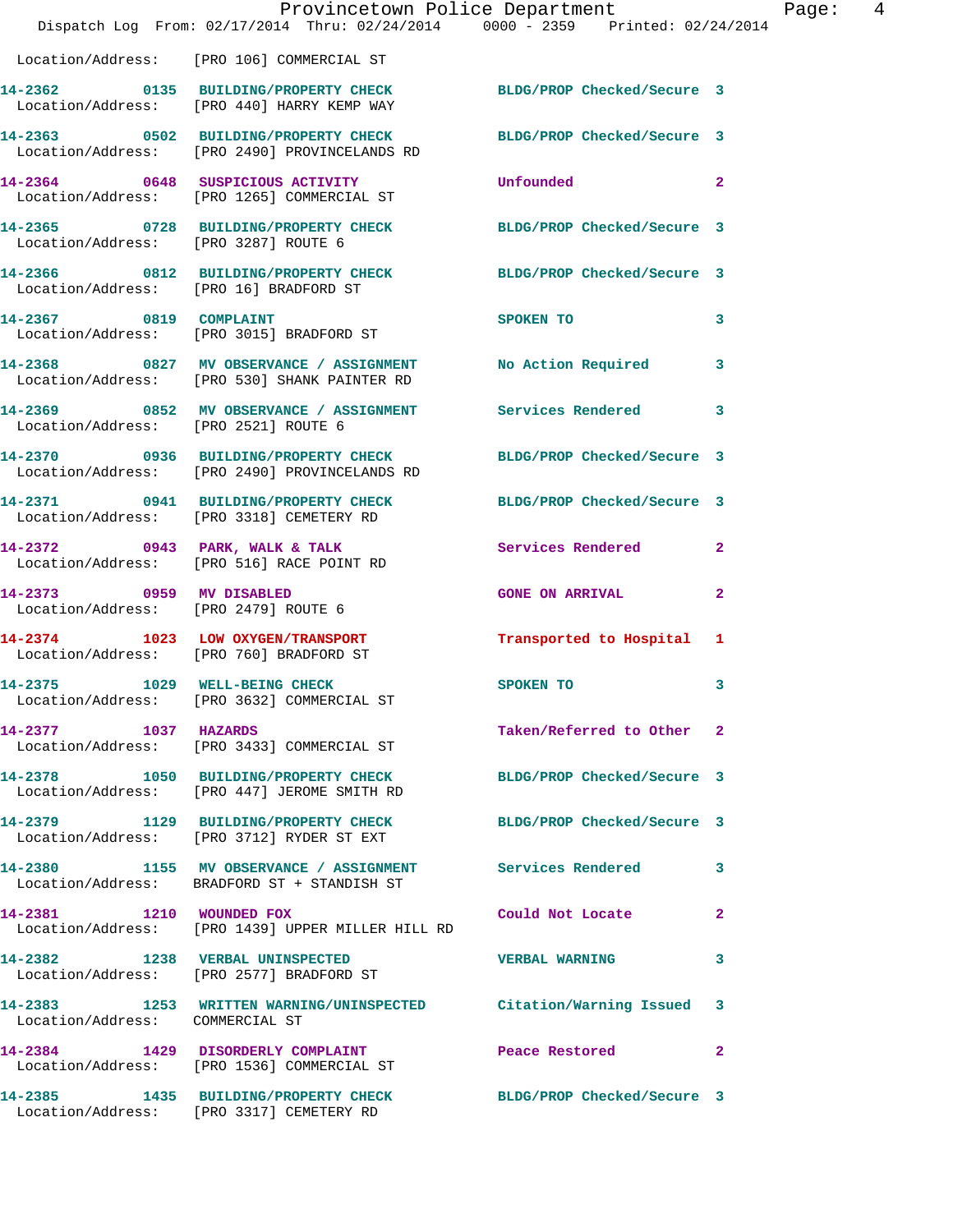Location/Address: [PRO 106] COMMERCIAL ST

| Call # | Time | Call Type | Disposition | Priority |
|---|---|---|---|---|
| 14-2362 | 0135 | BUILDING/PROPERTY CHECK | BLDG/PROP Checked/Secure | 3 |
| | | Location/Address: [PRO 440] HARRY KEMP WAY | | |
| 14-2363 | 0502 | BUILDING/PROPERTY CHECK | BLDG/PROP Checked/Secure | 3 |
| | | Location/Address: [PRO 2490] PROVINCELANDS RD | | |
| 14-2364 | 0648 | SUSPICIOUS ACTIVITY | Unfounded | 2 |
| | | Location/Address: [PRO 1265] COMMERCIAL ST | | |
| 14-2365 | 0728 | BUILDING/PROPERTY CHECK | BLDG/PROP Checked/Secure | 3 |
| | | Location/Address: [PRO 3287] ROUTE 6 | | |
| 14-2366 | 0812 | BUILDING/PROPERTY CHECK | BLDG/PROP Checked/Secure | 3 |
| | | Location/Address: [PRO 16] BRADFORD ST | | |
| 14-2367 | 0819 | COMPLAINT | SPOKEN TO | 3 |
| | | Location/Address: [PRO 3015] BRADFORD ST | | |
| 14-2368 | 0827 | MV OBSERVANCE / ASSIGNMENT | No Action Required | 3 |
| | | Location/Address: [PRO 530] SHANK PAINTER RD | | |
| 14-2369 | 0852 | MV OBSERVANCE / ASSIGNMENT | Services Rendered | 3 |
| | | Location/Address: [PRO 2521] ROUTE 6 | | |
| 14-2370 | 0936 | BUILDING/PROPERTY CHECK | BLDG/PROP Checked/Secure | 3 |
| | | Location/Address: [PRO 2490] PROVINCELANDS RD | | |
| 14-2371 | 0941 | BUILDING/PROPERTY CHECK | BLDG/PROP Checked/Secure | 3 |
| | | Location/Address: [PRO 3318] CEMETERY RD | | |
| 14-2372 | 0943 | PARK, WALK & TALK | Services Rendered | 2 |
| | | Location/Address: [PRO 516] RACE POINT RD | | |
| 14-2373 | 0959 | MV DISABLED | GONE ON ARRIVAL | 2 |
| | | Location/Address: [PRO 2479] ROUTE 6 | | |
| 14-2374 | 1023 | LOW OXYGEN/TRANSPORT | Transported to Hospital | 1 |
| | | Location/Address: [PRO 760] BRADFORD ST | | |
| 14-2375 | 1029 | WELL-BEING CHECK | SPOKEN TO | 3 |
| | | Location/Address: [PRO 3632] COMMERCIAL ST | | |
| 14-2377 | 1037 | HAZARDS | Taken/Referred to Other | 2 |
| | | Location/Address: [PRO 3433] COMMERCIAL ST | | |
| 14-2378 | 1050 | BUILDING/PROPERTY CHECK | BLDG/PROP Checked/Secure | 3 |
| | | Location/Address: [PRO 447] JEROME SMITH RD | | |
| 14-2379 | 1129 | BUILDING/PROPERTY CHECK | BLDG/PROP Checked/Secure | 3 |
| | | Location/Address: [PRO 3712] RYDER ST EXT | | |
| 14-2380 | 1155 | MV OBSERVANCE / ASSIGNMENT | Services Rendered | 3 |
| | | Location/Address: BRADFORD ST + STANDISH ST | | |
| 14-2381 | 1210 | WOUNDED FOX | Could Not Locate | 2 |
| | | Location/Address: [PRO 1439] UPPER MILLER HILL RD | | |
| 14-2382 | 1238 | VERBAL UNINSPECTED | VERBAL WARNING | 3 |
| | | Location/Address: [PRO 2577] BRADFORD ST | | |
| 14-2383 | 1253 | WRITTEN WARNING/UNINSPECTED | Citation/Warning Issued | 3 |
| | | Location/Address: COMMERCIAL ST | | |
| 14-2384 | 1429 | DISORDERLY COMPLAINT | Peace Restored | 2 |
| | | Location/Address: [PRO 1536] COMMERCIAL ST | | |
| 14-2385 | 1435 | BUILDING/PROPERTY CHECK | BLDG/PROP Checked/Secure | 3 |
| | | Location/Address: [PRO 3317] CEMETERY RD | | |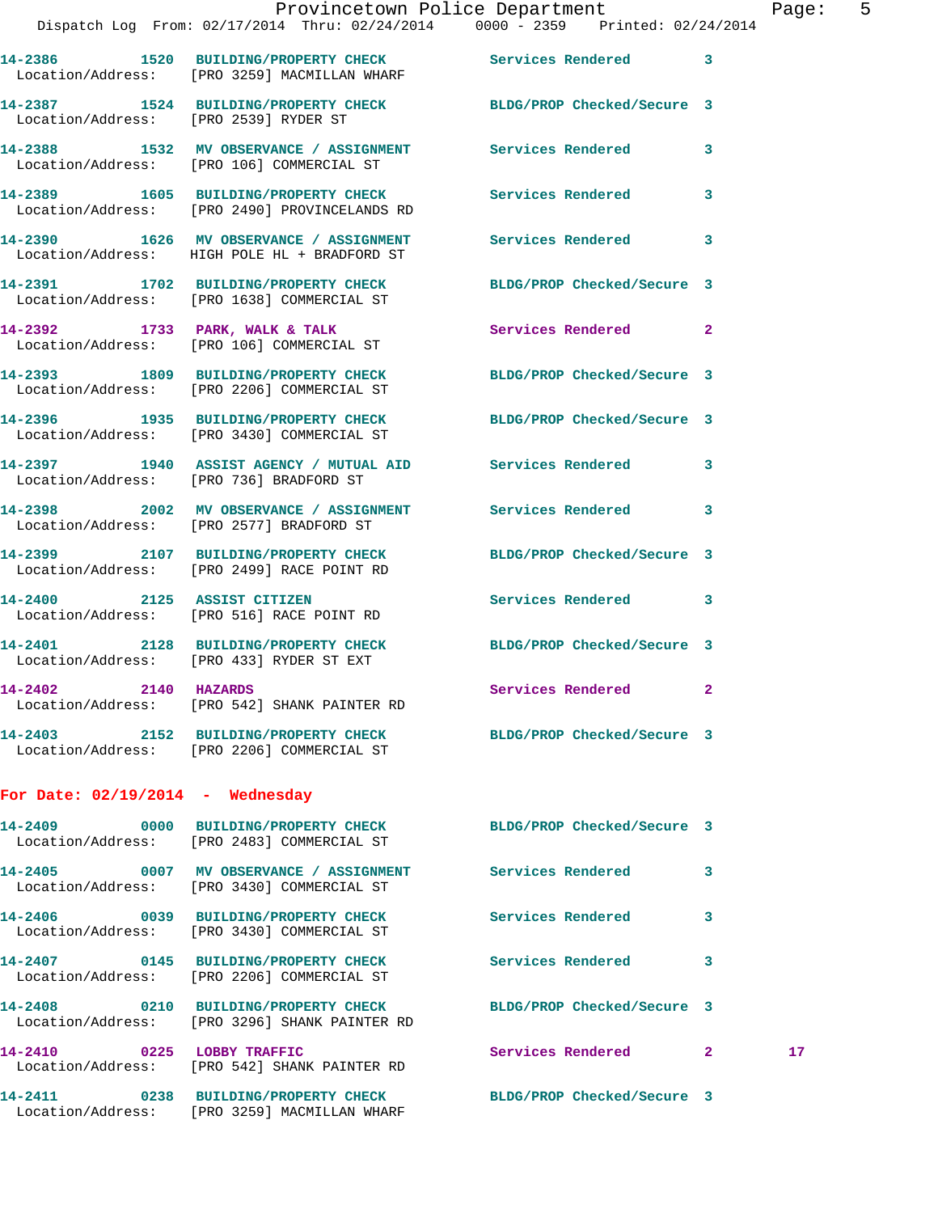14-2386 1520 BUILDING/PROPERTY CHECK Services Rendered 3
Location/Address: [PRO 3259] MACMILLAN WHARF

14-2387 1524 BUILDING/PROPERTY CHECK BLDG/PROP Checked/Secure 3
Location/Address: [PRO 2539] RYDER ST

14-2388 1532 MV OBSERVANCE / ASSIGNMENT Services Rendered 3
Location/Address: [PRO 106] COMMERCIAL ST

14-2389 1605 BUILDING/PROPERTY CHECK Services Rendered 3
Location/Address: [PRO 2490] PROVINCELANDS RD

14-2390 1626 MV OBSERVANCE / ASSIGNMENT Services Rendered 3
Location/Address: HIGH POLE HL + BRADFORD ST

14-2391 1702 BUILDING/PROPERTY CHECK BLDG/PROP Checked/Secure 3
Location/Address: [PRO 1638] COMMERCIAL ST

14-2392 1733 PARK, WALK & TALK Services Rendered 2
Location/Address: [PRO 106] COMMERCIAL ST

14-2393 1809 BUILDING/PROPERTY CHECK BLDG/PROP Checked/Secure 3
Location/Address: [PRO 2206] COMMERCIAL ST

14-2396 1935 BUILDING/PROPERTY CHECK BLDG/PROP Checked/Secure 3
Location/Address: [PRO 3430] COMMERCIAL ST

14-2397 1940 ASSIST AGENCY / MUTUAL AID Services Rendered 3
Location/Address: [PRO 736] BRADFORD ST

14-2398 2002 MV OBSERVANCE / ASSIGNMENT Services Rendered 3
Location/Address: [PRO 2577] BRADFORD ST

14-2399 2107 BUILDING/PROPERTY CHECK BLDG/PROP Checked/Secure 3
Location/Address: [PRO 2499] RACE POINT RD

14-2400 2125 ASSIST CITIZEN Services Rendered 3
Location/Address: [PRO 516] RACE POINT RD

14-2401 2128 BUILDING/PROPERTY CHECK BLDG/PROP Checked/Secure 3
Location/Address: [PRO 433] RYDER ST EXT

14-2402 2140 HAZARDS Services Rendered 2
Location/Address: [PRO 542] SHANK PAINTER RD

14-2403 2152 BUILDING/PROPERTY CHECK BLDG/PROP Checked/Secure 3
Location/Address: [PRO 2206] COMMERCIAL ST

## For Date: 02/19/2014 - Wednesday

14-2409 0000 BUILDING/PROPERTY CHECK BLDG/PROP Checked/Secure 3
Location/Address: [PRO 2483] COMMERCIAL ST

14-2405 0007 MV OBSERVANCE / ASSIGNMENT Services Rendered 3
Location/Address: [PRO 3430] COMMERCIAL ST

14-2406 0039 BUILDING/PROPERTY CHECK Services Rendered 3
Location/Address: [PRO 3430] COMMERCIAL ST

14-2407 0145 BUILDING/PROPERTY CHECK Services Rendered 3
Location/Address: [PRO 2206] COMMERCIAL ST

14-2408 0210 BUILDING/PROPERTY CHECK BLDG/PROP Checked/Secure 3
Location/Address: [PRO 3296] SHANK PAINTER RD

14-2410 0225 LOBBY TRAFFIC Services Rendered 2 17
Location/Address: [PRO 542] SHANK PAINTER RD

14-2411 0238 BUILDING/PROPERTY CHECK BLDG/PROP Checked/Secure 3
Location/Address: [PRO 3259] MACMILLAN WHARF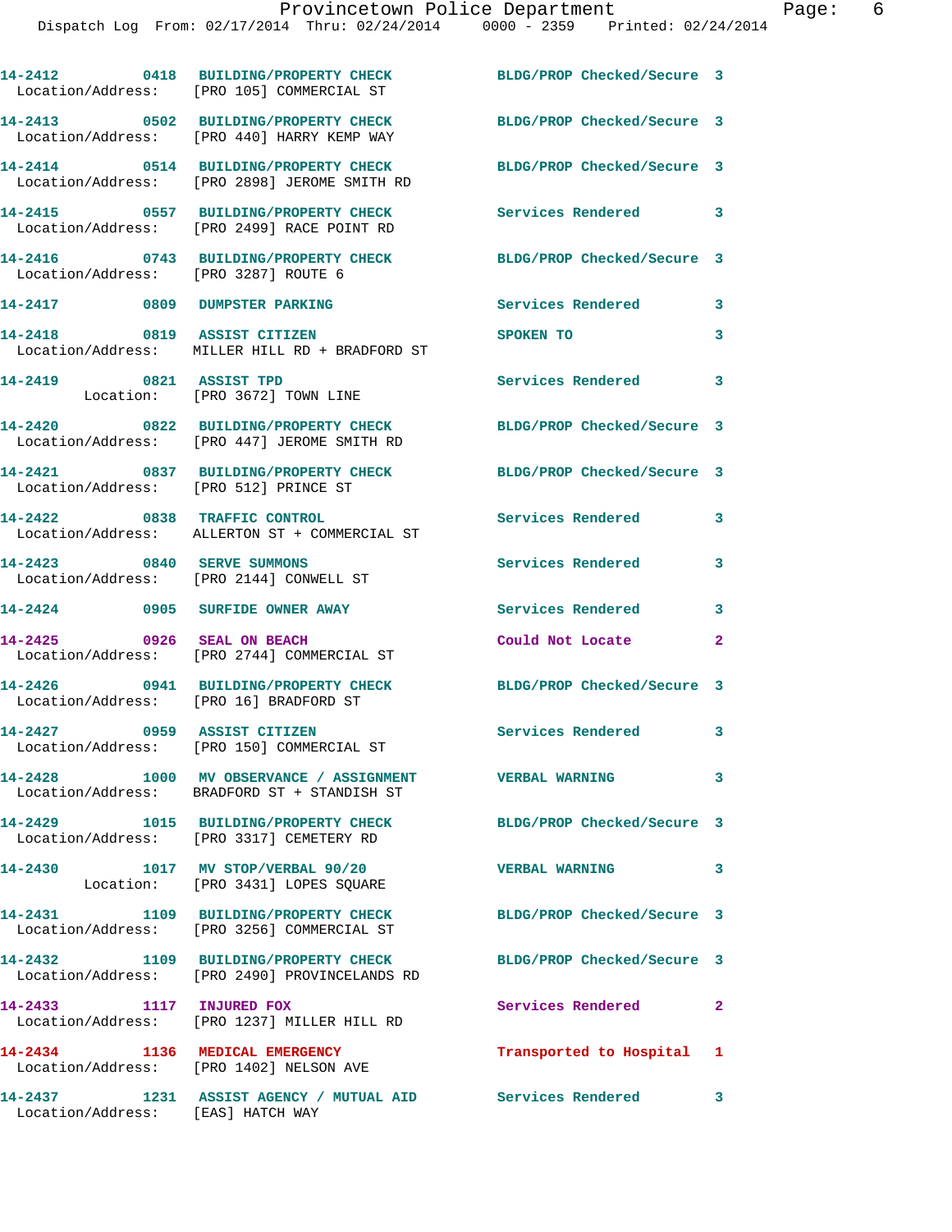14-2412 0418 BUILDING/PROPERTY CHECK BLDG/PROP Checked/Secure 3
Location/Address: [PRO 105] COMMERCIAL ST

14-2413 0502 BUILDING/PROPERTY CHECK BLDG/PROP Checked/Secure 3
Location/Address: [PRO 440] HARRY KEMP WAY

14-2414 0514 BUILDING/PROPERTY CHECK BLDG/PROP Checked/Secure 3
Location/Address: [PRO 2898] JEROME SMITH RD

14-2415 0557 BUILDING/PROPERTY CHECK Services Rendered 3
Location/Address: [PRO 2499] RACE POINT RD

14-2416 0743 BUILDING/PROPERTY CHECK BLDG/PROP Checked/Secure 3
Location/Address: [PRO 3287] ROUTE 6

14-2417 0809 DUMPSTER PARKING Services Rendered 3

14-2418 0819 ASSIST CITIZEN SPOKEN TO 3
Location/Address: MILLER HILL RD + BRADFORD ST

14-2419 0821 ASSIST TPD Services Rendered 3
Location: [PRO 3672] TOWN LINE

14-2420 0822 BUILDING/PROPERTY CHECK BLDG/PROP Checked/Secure 3
Location/Address: [PRO 447] JEROME SMITH RD

14-2421 0837 BUILDING/PROPERTY CHECK BLDG/PROP Checked/Secure 3
Location/Address: [PRO 512] PRINCE ST

14-2422 0838 TRAFFIC CONTROL Services Rendered 3
Location/Address: ALLERTON ST + COMMERCIAL ST

14-2423 0840 SERVE SUMMONS Services Rendered 3
Location/Address: [PRO 2144] CONWELL ST

14-2424 0905 SURFIDE OWNER AWAY Services Rendered 3

14-2425 0926 SEAL ON BEACH Could Not Locate 2
Location/Address: [PRO 2744] COMMERCIAL ST

14-2426 0941 BUILDING/PROPERTY CHECK BLDG/PROP Checked/Secure 3
Location/Address: [PRO 16] BRADFORD ST

14-2427 0959 ASSIST CITIZEN Services Rendered 3
Location/Address: [PRO 150] COMMERCIAL ST

14-2428 1000 MV OBSERVANCE / ASSIGNMENT VERBAL WARNING 3
Location/Address: BRADFORD ST + STANDISH ST

14-2429 1015 BUILDING/PROPERTY CHECK BLDG/PROP Checked/Secure 3
Location/Address: [PRO 3317] CEMETERY RD

14-2430 1017 MV STOP/VERBAL 90/20 VERBAL WARNING 3
Location: [PRO 3431] LOPES SQUARE

14-2431 1109 BUILDING/PROPERTY CHECK BLDG/PROP Checked/Secure 3
Location/Address: [PRO 3256] COMMERCIAL ST

14-2432 1109 BUILDING/PROPERTY CHECK BLDG/PROP Checked/Secure 3
Location/Address: [PRO 2490] PROVINCELANDS RD

14-2433 1117 INJURED FOX Services Rendered 2
Location/Address: [PRO 1237] MILLER HILL RD

14-2434 1136 MEDICAL EMERGENCY Transported to Hospital 1
Location/Address: [PRO 1402] NELSON AVE

14-2437 1231 ASSIST AGENCY / MUTUAL AID Services Rendered 3
Location/Address: [EAS] HATCH WAY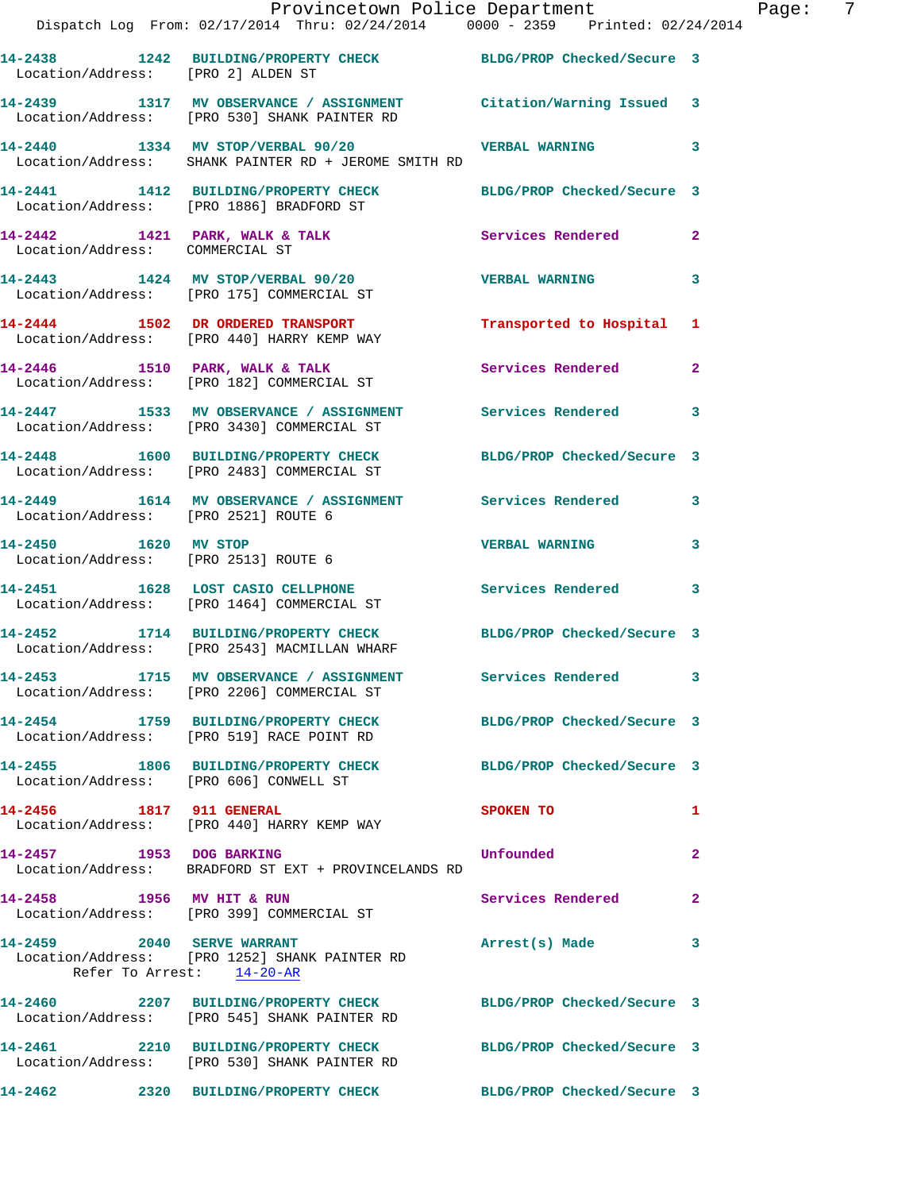14-2438 1242 BUILDING/PROPERTY CHECK BLDG/PROP Checked/Secure 3
Location/Address: [PRO 2] ALDEN ST

14-2439 1317 MV OBSERVANCE / ASSIGNMENT Citation/Warning Issued 3
Location/Address: [PRO 530] SHANK PAINTER RD

14-2440 1334 MV STOP/VERBAL 90/20 VERBAL WARNING 3
Location/Address: SHANK PAINTER RD + JEROME SMITH RD

14-2441 1412 BUILDING/PROPERTY CHECK BLDG/PROP Checked/Secure 3
Location/Address: [PRO 1886] BRADFORD ST

14-2442 1421 PARK, WALK & TALK Services Rendered 2
Location/Address: COMMERCIAL ST

14-2443 1424 MV STOP/VERBAL 90/20 VERBAL WARNING 3
Location/Address: [PRO 175] COMMERCIAL ST

14-2444 1502 DR ORDERED TRANSPORT Transported to Hospital 1
Location/Address: [PRO 440] HARRY KEMP WAY

14-2446 1510 PARK, WALK & TALK Services Rendered 2
Location/Address: [PRO 182] COMMERCIAL ST

14-2447 1533 MV OBSERVANCE / ASSIGNMENT Services Rendered 3
Location/Address: [PRO 3430] COMMERCIAL ST

14-2448 1600 BUILDING/PROPERTY CHECK BLDG/PROP Checked/Secure 3
Location/Address: [PRO 2483] COMMERCIAL ST

14-2449 1614 MV OBSERVANCE / ASSIGNMENT Services Rendered 3
Location/Address: [PRO 2521] ROUTE 6

14-2450 1620 MV STOP VERBAL WARNING 3
Location/Address: [PRO 2513] ROUTE 6

14-2451 1628 LOST CASIO CELLPHONE Services Rendered 3
Location/Address: [PRO 1464] COMMERCIAL ST

14-2452 1714 BUILDING/PROPERTY CHECK BLDG/PROP Checked/Secure 3
Location/Address: [PRO 2543] MACMILLAN WHARF

14-2453 1715 MV OBSERVANCE / ASSIGNMENT Services Rendered 3
Location/Address: [PRO 2206] COMMERCIAL ST

14-2454 1759 BUILDING/PROPERTY CHECK BLDG/PROP Checked/Secure 3
Location/Address: [PRO 519] RACE POINT RD

14-2455 1806 BUILDING/PROPERTY CHECK BLDG/PROP Checked/Secure 3
Location/Address: [PRO 606] CONWELL ST

14-2456 1817 911 GENERAL SPOKEN TO 1
Location/Address: [PRO 440] HARRY KEMP WAY

14-2457 1953 DOG BARKING Unfounded 2
Location/Address: BRADFORD ST EXT + PROVINCELANDS RD

14-2458 1956 MV HIT & RUN Services Rendered 2
Location/Address: [PRO 399] COMMERCIAL ST

14-2459 2040 SERVE WARRANT Arrest(s) Made 3
Location/Address: [PRO 1252] SHANK PAINTER RD
Refer To Arrest: 14-20-AR

14-2460 2207 BUILDING/PROPERTY CHECK BLDG/PROP Checked/Secure 3
Location/Address: [PRO 545] SHANK PAINTER RD

14-2461 2210 BUILDING/PROPERTY CHECK BLDG/PROP Checked/Secure 3
Location/Address: [PRO 530] SHANK PAINTER RD

14-2462 2320 BUILDING/PROPERTY CHECK BLDG/PROP Checked/Secure 3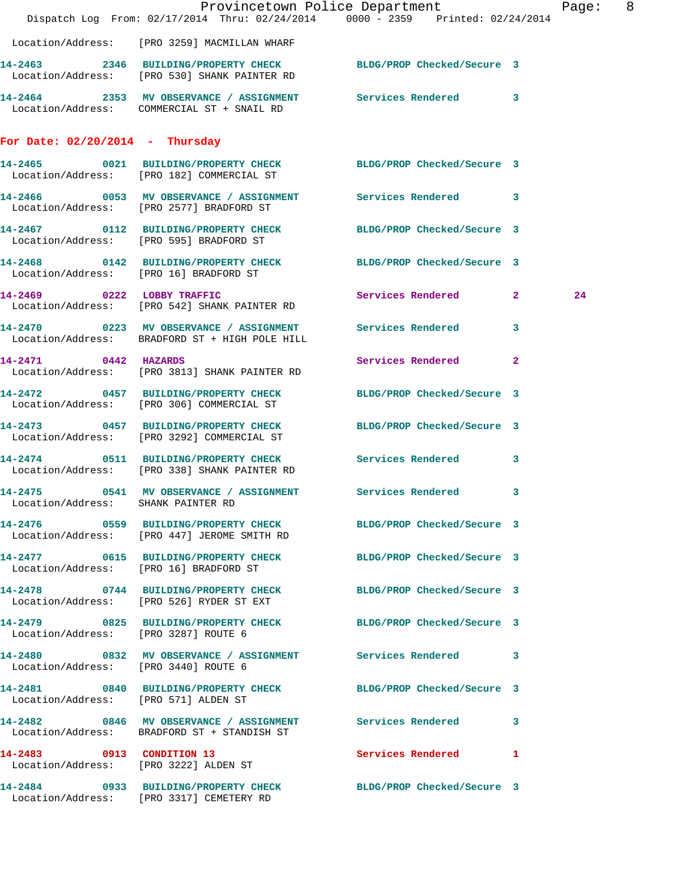Location/Address: [PRO 3259] MACMILLAN WHARF

14-2463 2346 BUILDING/PROPERTY CHECK BLDG/PROP Checked/Secure 3
Location/Address: [PRO 530] SHANK PAINTER RD

14-2464 2353 MV OBSERVANCE / ASSIGNMENT Services Rendered 3
Location/Address: COMMERCIAL ST + SNAIL RD

## For Date: 02/20/2014 - Thursday

14-2465 0021 BUILDING/PROPERTY CHECK BLDG/PROP Checked/Secure 3
Location/Address: [PRO 182] COMMERCIAL ST

14-2466 0053 MV OBSERVANCE / ASSIGNMENT Services Rendered 3
Location/Address: [PRO 2577] BRADFORD ST

14-2467 0112 BUILDING/PROPERTY CHECK BLDG/PROP Checked/Secure 3
Location/Address: [PRO 595] BRADFORD ST

14-2468 0142 BUILDING/PROPERTY CHECK BLDG/PROP Checked/Secure 3
Location/Address: [PRO 16] BRADFORD ST

14-2469 0222 LOBBY TRAFFIC Services Rendered 2 24
Location/Address: [PRO 542] SHANK PAINTER RD

14-2470 0223 MV OBSERVANCE / ASSIGNMENT Services Rendered 3
Location/Address: BRADFORD ST + HIGH POLE HILL

14-2471 0442 HAZARDS Services Rendered 2
Location/Address: [PRO 3813] SHANK PAINTER RD

14-2472 0457 BUILDING/PROPERTY CHECK BLDG/PROP Checked/Secure 3
Location/Address: [PRO 306] COMMERCIAL ST

14-2473 0457 BUILDING/PROPERTY CHECK BLDG/PROP Checked/Secure 3
Location/Address: [PRO 3292] COMMERCIAL ST

14-2474 0511 BUILDING/PROPERTY CHECK Services Rendered 3
Location/Address: [PRO 338] SHANK PAINTER RD

14-2475 0541 MV OBSERVANCE / ASSIGNMENT Services Rendered 3
Location/Address: SHANK PAINTER RD

14-2476 0559 BUILDING/PROPERTY CHECK BLDG/PROP Checked/Secure 3
Location/Address: [PRO 447] JEROME SMITH RD

14-2477 0615 BUILDING/PROPERTY CHECK BLDG/PROP Checked/Secure 3
Location/Address: [PRO 16] BRADFORD ST

14-2478 0744 BUILDING/PROPERTY CHECK BLDG/PROP Checked/Secure 3
Location/Address: [PRO 526] RYDER ST EXT

14-2479 0825 BUILDING/PROPERTY CHECK BLDG/PROP Checked/Secure 3
Location/Address: [PRO 3287] ROUTE 6

14-2480 0832 MV OBSERVANCE / ASSIGNMENT Services Rendered 3
Location/Address: [PRO 3440] ROUTE 6

14-2481 0840 BUILDING/PROPERTY CHECK BLDG/PROP Checked/Secure 3
Location/Address: [PRO 571] ALDEN ST

14-2482 0846 MV OBSERVANCE / ASSIGNMENT Services Rendered 3
Location/Address: BRADFORD ST + STANDISH ST

14-2483 0913 CONDITION 13 Services Rendered 1
Location/Address: [PRO 3222] ALDEN ST

14-2484 0933 BUILDING/PROPERTY CHECK BLDG/PROP Checked/Secure 3
Location/Address: [PRO 3317] CEMETERY RD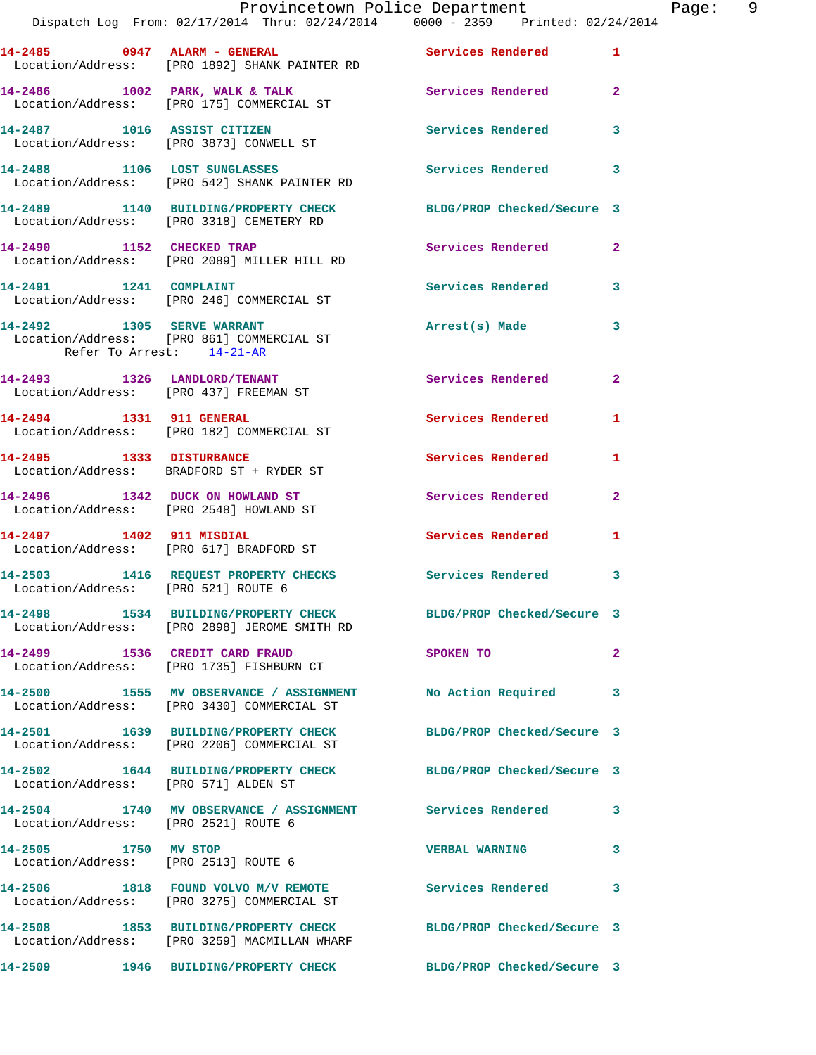14-2485 0947 ALARM - GENERAL Services Rendered 1
Location/Address: [PRO 1892] SHANK PAINTER RD

14-2486 1002 PARK, WALK & TALK Services Rendered 2
Location/Address: [PRO 175] COMMERCIAL ST

14-2487 1016 ASSIST CITIZEN Services Rendered 3
Location/Address: [PRO 3873] CONWELL ST

14-2488 1106 LOST SUNGLASSES Services Rendered 3
Location/Address: [PRO 542] SHANK PAINTER RD

14-2489 1140 BUILDING/PROPERTY CHECK BLDG/PROP Checked/Secure 3
Location/Address: [PRO 3318] CEMETERY RD

14-2490 1152 CHECKED TRAP Services Rendered 2
Location/Address: [PRO 2089] MILLER HILL RD

14-2491 1241 COMPLAINT Services Rendered 3
Location/Address: [PRO 246] COMMERCIAL ST

14-2492 1305 SERVE WARRANT Arrest(s) Made 3
Location/Address: [PRO 861] COMMERCIAL ST
Refer To Arrest: 14-21-AR

14-2493 1326 LANDLORD/TENANT Services Rendered 2
Location/Address: [PRO 437] FREEMAN ST

14-2494 1331 911 GENERAL Services Rendered 1
Location/Address: [PRO 182] COMMERCIAL ST

14-2495 1333 DISTURBANCE Services Rendered 1
Location/Address: BRADFORD ST + RYDER ST

14-2496 1342 DUCK ON HOWLAND ST Services Rendered 2
Location/Address: [PRO 2548] HOWLAND ST

14-2497 1402 911 MISDIAL Services Rendered 1
Location/Address: [PRO 617] BRADFORD ST

14-2503 1416 REQUEST PROPERTY CHECKS Services Rendered 3
Location/Address: [PRO 521] ROUTE 6

14-2498 1534 BUILDING/PROPERTY CHECK BLDG/PROP Checked/Secure 3
Location/Address: [PRO 2898] JEROME SMITH RD

14-2499 1536 CREDIT CARD FRAUD SPOKEN TO 2
Location/Address: [PRO 1735] FISHBURN CT

14-2500 1555 MV OBSERVANCE / ASSIGNMENT No Action Required 3
Location/Address: [PRO 3430] COMMERCIAL ST

14-2501 1639 BUILDING/PROPERTY CHECK BLDG/PROP Checked/Secure 3
Location/Address: [PRO 2206] COMMERCIAL ST

14-2502 1644 BUILDING/PROPERTY CHECK BLDG/PROP Checked/Secure 3
Location/Address: [PRO 571] ALDEN ST

14-2504 1740 MV OBSERVANCE / ASSIGNMENT Services Rendered 3
Location/Address: [PRO 2521] ROUTE 6

14-2505 1750 MV STOP VERBAL WARNING 3
Location/Address: [PRO 2513] ROUTE 6

14-2506 1818 FOUND VOLVO M/V REMOTE Services Rendered 3
Location/Address: [PRO 3275] COMMERCIAL ST

14-2508 1853 BUILDING/PROPERTY CHECK BLDG/PROP Checked/Secure 3
Location/Address: [PRO 3259] MACMILLAN WHARF

14-2509 1946 BUILDING/PROPERTY CHECK BLDG/PROP Checked/Secure 3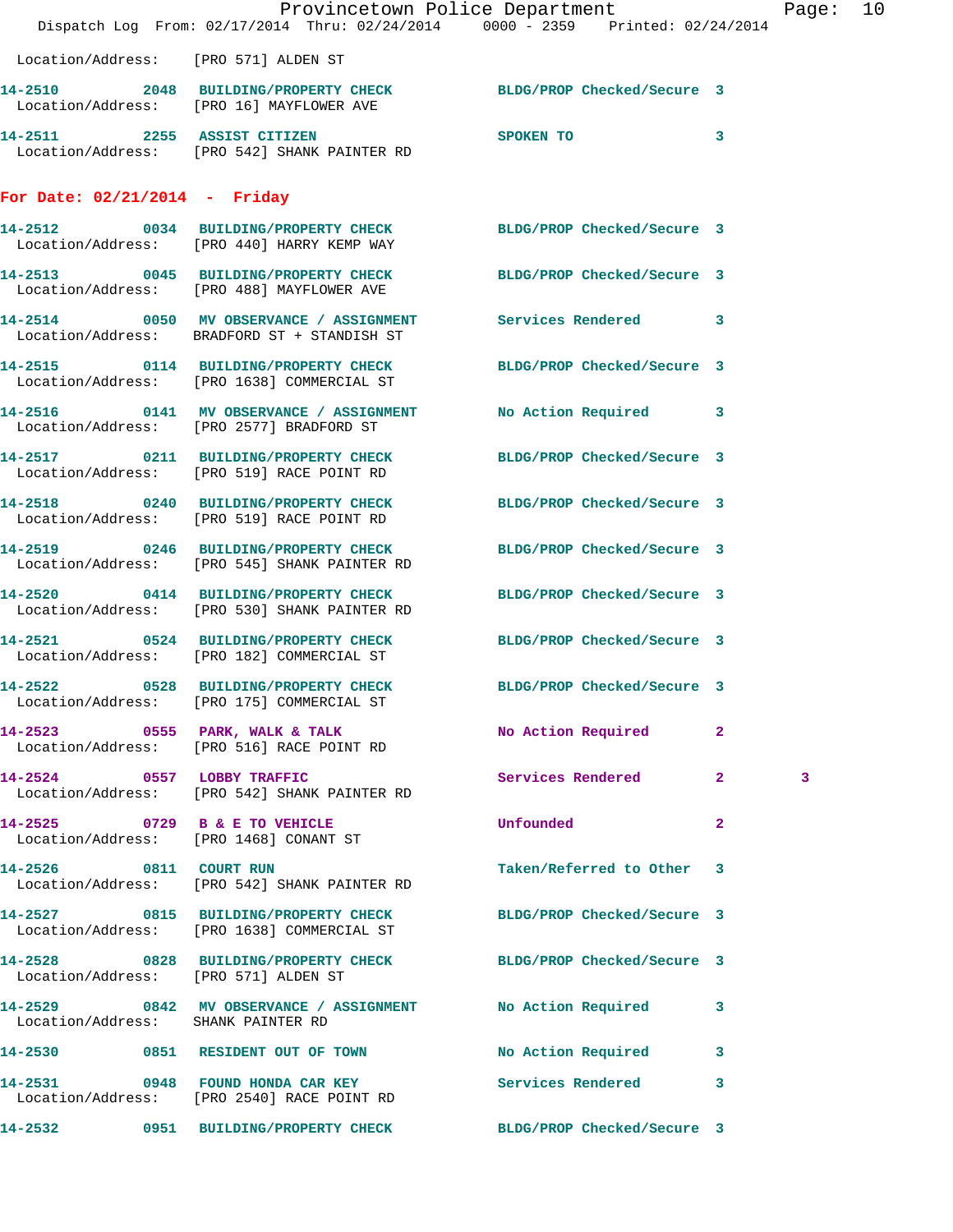Location/Address: [PRO 571] ALDEN ST

**14-2510** 2048 **BUILDING/PROPERTY CHECK** BLDG/PROP Checked/Secure 3
Location/Address: [PRO 16] MAYFLOWER AVE

**14-2511** 2255 **ASSIST CITIZEN** SPOKEN TO 3
Location/Address: [PRO 542] SHANK PAINTER RD

## For Date: 02/21/2014 - Friday

**14-2512** 0034 **BUILDING/PROPERTY CHECK** BLDG/PROP Checked/Secure 3
Location/Address: [PRO 440] HARRY KEMP WAY

**14-2513** 0045 **BUILDING/PROPERTY CHECK** BLDG/PROP Checked/Secure 3
Location/Address: [PRO 488] MAYFLOWER AVE

**14-2514** 0050 **MV OBSERVANCE / ASSIGNMENT** Services Rendered 3
Location/Address: BRADFORD ST + STANDISH ST

**14-2515** 0114 **BUILDING/PROPERTY CHECK** BLDG/PROP Checked/Secure 3
Location/Address: [PRO 1638] COMMERCIAL ST

**14-2516** 0141 **MV OBSERVANCE / ASSIGNMENT** No Action Required 3
Location/Address: [PRO 2577] BRADFORD ST

**14-2517** 0211 **BUILDING/PROPERTY CHECK** BLDG/PROP Checked/Secure 3
Location/Address: [PRO 519] RACE POINT RD

**14-2518** 0240 **BUILDING/PROPERTY CHECK** BLDG/PROP Checked/Secure 3
Location/Address: [PRO 519] RACE POINT RD

**14-2519** 0246 **BUILDING/PROPERTY CHECK** BLDG/PROP Checked/Secure 3
Location/Address: [PRO 545] SHANK PAINTER RD

**14-2520** 0414 **BUILDING/PROPERTY CHECK** BLDG/PROP Checked/Secure 3
Location/Address: [PRO 530] SHANK PAINTER RD

**14-2521** 0524 **BUILDING/PROPERTY CHECK** BLDG/PROP Checked/Secure 3
Location/Address: [PRO 182] COMMERCIAL ST

**14-2522** 0528 **BUILDING/PROPERTY CHECK** BLDG/PROP Checked/Secure 3
Location/Address: [PRO 175] COMMERCIAL ST

**14-2523** 0555 **PARK, WALK & TALK** No Action Required 2
Location/Address: [PRO 516] RACE POINT RD

**14-2524** 0557 **LOBBY TRAFFIC** Services Rendered 2 3
Location/Address: [PRO 542] SHANK PAINTER RD

**14-2525** 0729 **B & E TO VEHICLE** Unfounded 2
Location/Address: [PRO 1468] CONANT ST

**14-2526** 0811 **COURT RUN** Taken/Referred to Other 3
Location/Address: [PRO 542] SHANK PAINTER RD

**14-2527** 0815 **BUILDING/PROPERTY CHECK** BLDG/PROP Checked/Secure 3
Location/Address: [PRO 1638] COMMERCIAL ST

**14-2528** 0828 **BUILDING/PROPERTY CHECK** BLDG/PROP Checked/Secure 3
Location/Address: [PRO 571] ALDEN ST

**14-2529** 0842 **MV OBSERVANCE / ASSIGNMENT** No Action Required 3
Location/Address: SHANK PAINTER RD

**14-2530** 0851 **RESIDENT OUT OF TOWN** No Action Required 3

**14-2531** 0948 **FOUND HONDA CAR KEY** Services Rendered 3
Location/Address: [PRO 2540] RACE POINT RD

**14-2532** 0951 **BUILDING/PROPERTY CHECK** BLDG/PROP Checked/Secure 3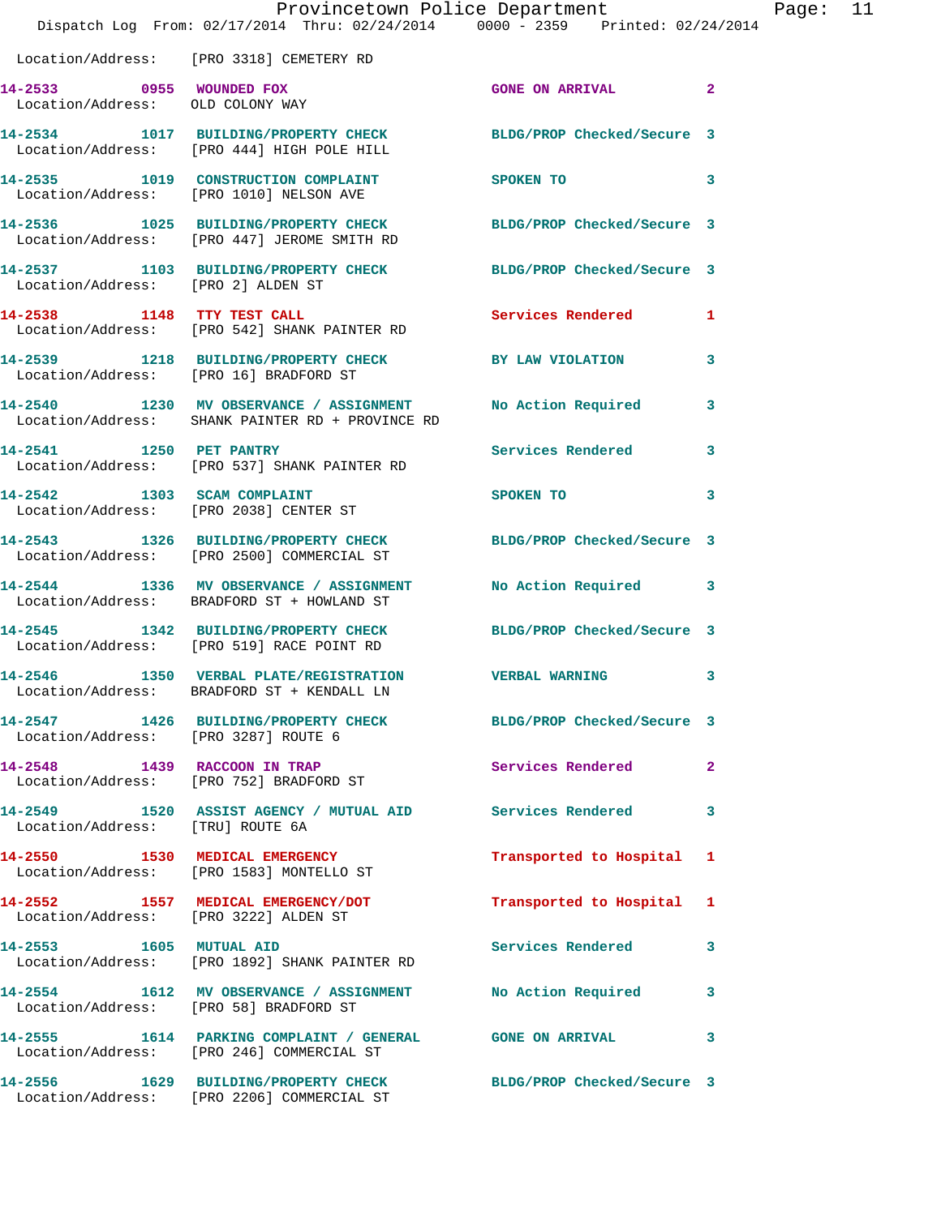Location/Address: [PRO 3318] CEMETERY RD

| Call # | Time | Call Reason | Action | Priority |
|---|---|---|---|---|
| 14-2533 | 0955 | WOUNDED FOX | GONE ON ARRIVAL | 2 |
| | | Location/Address: OLD COLONY WAY | | |
| 14-2534 | 1017 | BUILDING/PROPERTY CHECK | BLDG/PROP Checked/Secure | 3 |
| | | Location/Address: [PRO 444] HIGH POLE HILL | | |
| 14-2535 | 1019 | CONSTRUCTION COMPLAINT | SPOKEN TO | 3 |
| | | Location/Address: [PRO 1010] NELSON AVE | | |
| 14-2536 | 1025 | BUILDING/PROPERTY CHECK | BLDG/PROP Checked/Secure | 3 |
| | | Location/Address: [PRO 447] JEROME SMITH RD | | |
| 14-2537 | 1103 | BUILDING/PROPERTY CHECK | BLDG/PROP Checked/Secure | 3 |
| | | Location/Address: [PRO 2] ALDEN ST | | |
| 14-2538 | 1148 | TTY TEST CALL | Services Rendered | 1 |
| | | Location/Address: [PRO 542] SHANK PAINTER RD | | |
| 14-2539 | 1218 | BUILDING/PROPERTY CHECK | BY LAW VIOLATION | 3 |
| | | Location/Address: [PRO 16] BRADFORD ST | | |
| 14-2540 | 1230 | MV OBSERVANCE / ASSIGNMENT | No Action Required | 3 |
| | | Location/Address: SHANK PAINTER RD + PROVINCE RD | | |
| 14-2541 | 1250 | PET PANTRY | Services Rendered | 3 |
| | | Location/Address: [PRO 537] SHANK PAINTER RD | | |
| 14-2542 | 1303 | SCAM COMPLAINT | SPOKEN TO | 3 |
| | | Location/Address: [PRO 2038] CENTER ST | | |
| 14-2543 | 1326 | BUILDING/PROPERTY CHECK | BLDG/PROP Checked/Secure | 3 |
| | | Location/Address: [PRO 2500] COMMERCIAL ST | | |
| 14-2544 | 1336 | MV OBSERVANCE / ASSIGNMENT | No Action Required | 3 |
| | | Location/Address: BRADFORD ST + HOWLAND ST | | |
| 14-2545 | 1342 | BUILDING/PROPERTY CHECK | BLDG/PROP Checked/Secure | 3 |
| | | Location/Address: [PRO 519] RACE POINT RD | | |
| 14-2546 | 1350 | VERBAL PLATE/REGISTRATION | VERBAL WARNING | 3 |
| | | Location/Address: BRADFORD ST + KENDALL LN | | |
| 14-2547 | 1426 | BUILDING/PROPERTY CHECK | BLDG/PROP Checked/Secure | 3 |
| | | Location/Address: [PRO 3287] ROUTE 6 | | |
| 14-2548 | 1439 | RACCOON IN TRAP | Services Rendered | 2 |
| | | Location/Address: [PRO 752] BRADFORD ST | | |
| 14-2549 | 1520 | ASSIST AGENCY / MUTUAL AID | Services Rendered | 3 |
| | | Location/Address: [TRU] ROUTE 6A | | |
| 14-2550 | 1530 | MEDICAL EMERGENCY | Transported to Hospital | 1 |
| | | Location/Address: [PRO 1583] MONTELLO ST | | |
| 14-2552 | 1557 | MEDICAL EMERGENCY/DOT | Transported to Hospital | 1 |
| | | Location/Address: [PRO 3222] ALDEN ST | | |
| 14-2553 | 1605 | MUTUAL AID | Services Rendered | 3 |
| | | Location/Address: [PRO 1892] SHANK PAINTER RD | | |
| 14-2554 | 1612 | MV OBSERVANCE / ASSIGNMENT | No Action Required | 3 |
| | | Location/Address: [PRO 58] BRADFORD ST | | |
| 14-2555 | 1614 | PARKING COMPLAINT / GENERAL | GONE ON ARRIVAL | 3 |
| | | Location/Address: [PRO 246] COMMERCIAL ST | | |
| 14-2556 | 1629 | BUILDING/PROPERTY CHECK | BLDG/PROP Checked/Secure | 3 |
| | | Location/Address: [PRO 2206] COMMERCIAL ST | | |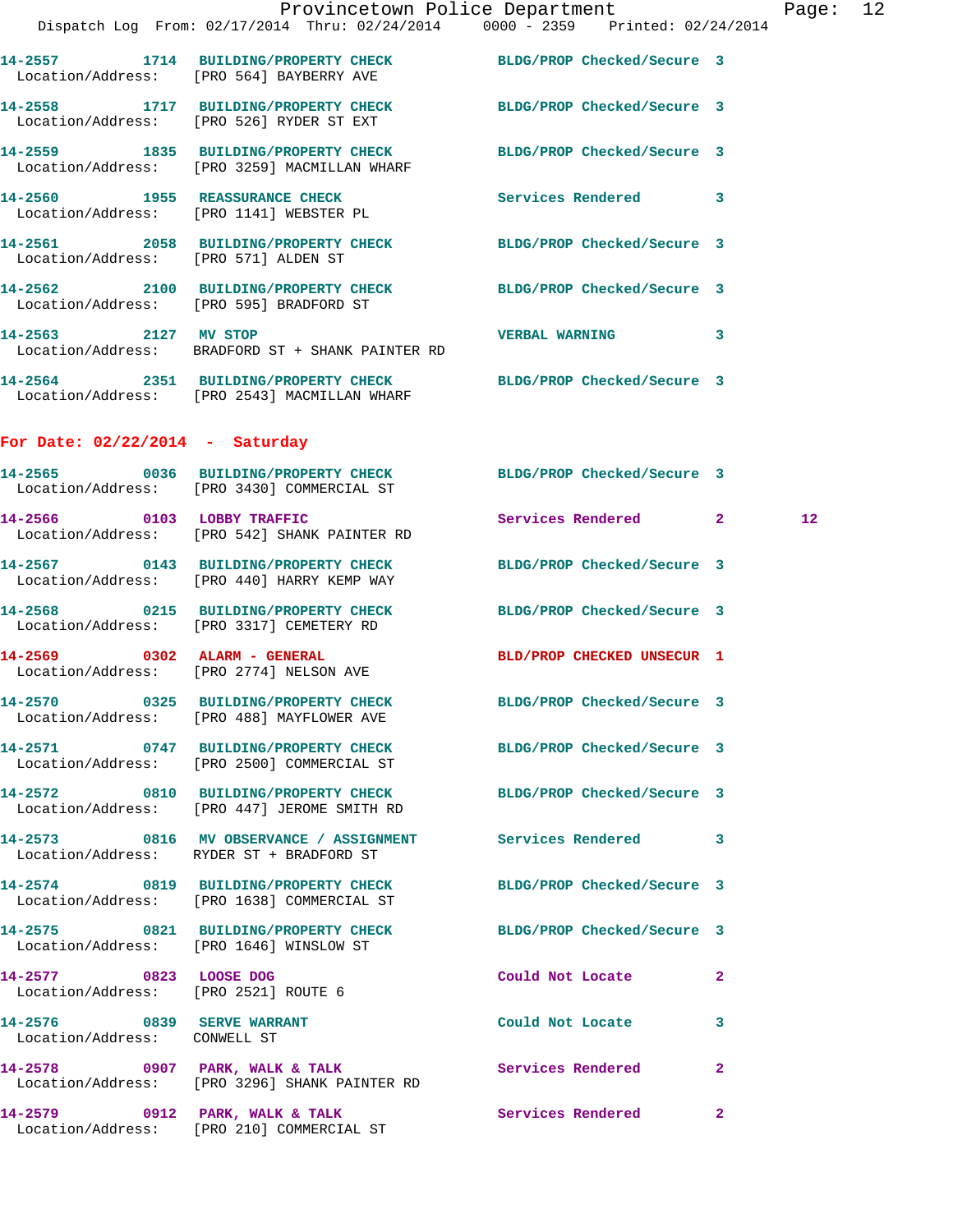14-2557 1714 BUILDING/PROPERTY CHECK BLDG/PROP Checked/Secure 3
Location/Address: [PRO 564] BAYBERRY AVE

14-2558 1717 BUILDING/PROPERTY CHECK BLDG/PROP Checked/Secure 3
Location/Address: [PRO 526] RYDER ST EXT

14-2559 1835 BUILDING/PROPERTY CHECK BLDG/PROP Checked/Secure 3
Location/Address: [PRO 3259] MACMILLAN WHARF

14-2560 1955 REASSURANCE CHECK Services Rendered 3
Location/Address: [PRO 1141] WEBSTER PL

14-2561 2058 BUILDING/PROPERTY CHECK BLDG/PROP Checked/Secure 3
Location/Address: [PRO 571] ALDEN ST

14-2562 2100 BUILDING/PROPERTY CHECK BLDG/PROP Checked/Secure 3
Location/Address: [PRO 595] BRADFORD ST

14-2563 2127 MV STOP VERBAL WARNING 3
Location/Address: BRADFORD ST + SHANK PAINTER RD

14-2564 2351 BUILDING/PROPERTY CHECK BLDG/PROP Checked/Secure 3
Location/Address: [PRO 2543] MACMILLAN WHARF

## For Date: 02/22/2014 - Saturday

14-2565 0036 BUILDING/PROPERTY CHECK BLDG/PROP Checked/Secure 3
Location/Address: [PRO 3430] COMMERCIAL ST

14-2566 0103 LOBBY TRAFFIC Services Rendered 2 12
Location/Address: [PRO 542] SHANK PAINTER RD

14-2567 0143 BUILDING/PROPERTY CHECK BLDG/PROP Checked/Secure 3
Location/Address: [PRO 440] HARRY KEMP WAY

14-2568 0215 BUILDING/PROPERTY CHECK BLDG/PROP Checked/Secure 3
Location/Address: [PRO 3317] CEMETERY RD

14-2569 0302 ALARM - GENERAL BLD/PROP CHECKED UNSECUR 1
Location/Address: [PRO 2774] NELSON AVE

14-2570 0325 BUILDING/PROPERTY CHECK BLDG/PROP Checked/Secure 3
Location/Address: [PRO 488] MAYFLOWER AVE

14-2571 0747 BUILDING/PROPERTY CHECK BLDG/PROP Checked/Secure 3
Location/Address: [PRO 2500] COMMERCIAL ST

14-2572 0810 BUILDING/PROPERTY CHECK BLDG/PROP Checked/Secure 3
Location/Address: [PRO 447] JEROME SMITH RD

14-2573 0816 MV OBSERVANCE / ASSIGNMENT Services Rendered 3
Location/Address: RYDER ST + BRADFORD ST

14-2574 0819 BUILDING/PROPERTY CHECK BLDG/PROP Checked/Secure 3
Location/Address: [PRO 1638] COMMERCIAL ST

14-2575 0821 BUILDING/PROPERTY CHECK BLDG/PROP Checked/Secure 3
Location/Address: [PRO 1646] WINSLOW ST

14-2577 0823 LOOSE DOG Could Not Locate 2
Location/Address: [PRO 2521] ROUTE 6

14-2576 0839 SERVE WARRANT Could Not Locate 3
Location/Address: CONWELL ST

14-2578 0907 PARK, WALK & TALK Services Rendered 2
Location/Address: [PRO 3296] SHANK PAINTER RD

14-2579 0912 PARK, WALK & TALK Services Rendered 2
Location/Address: [PRO 210] COMMERCIAL ST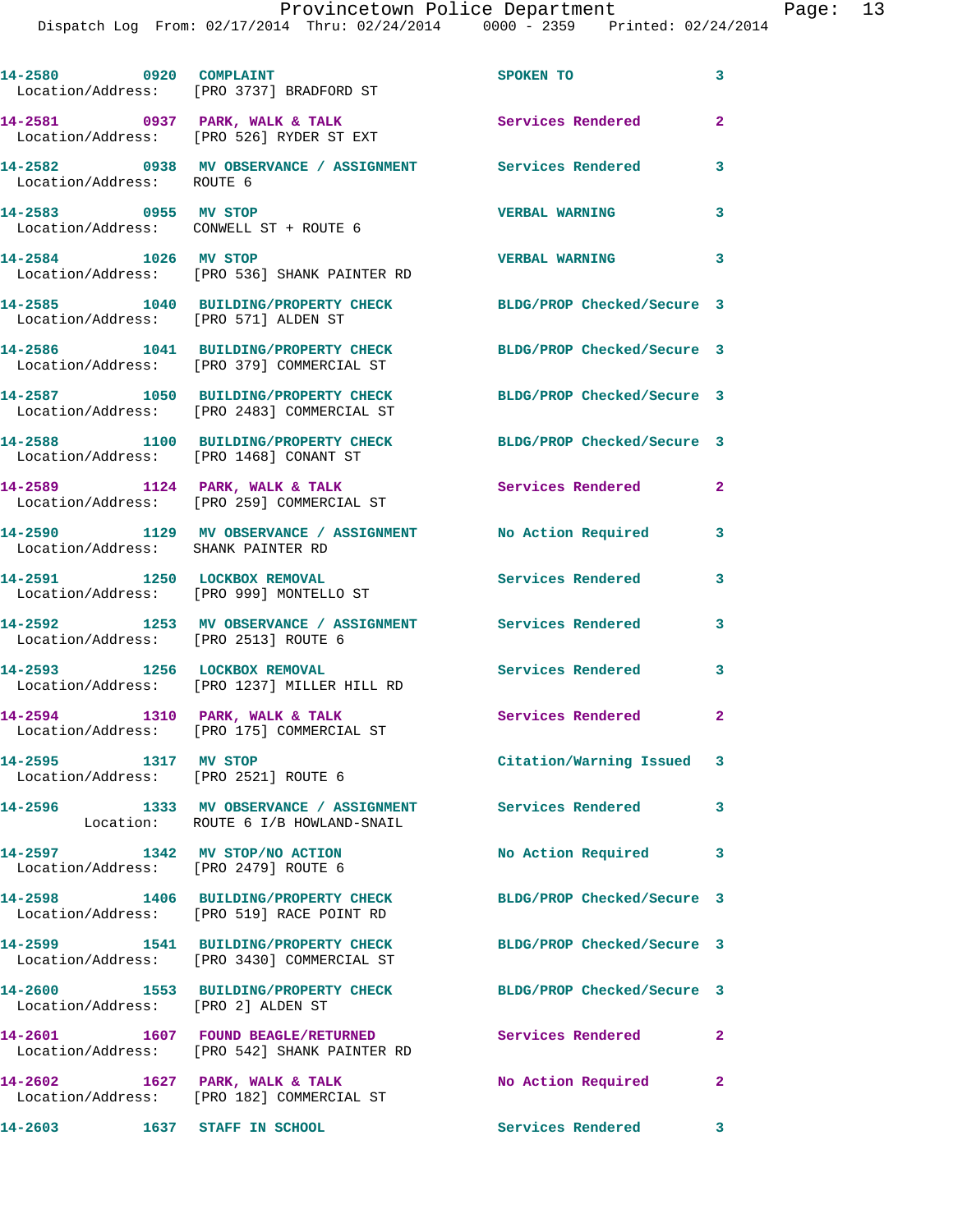14-2580 0920 COMPLAINT SPOKEN TO 3
Location/Address: [PRO 3737] BRADFORD ST

14-2581 0937 PARK, WALK & TALK Services Rendered 2
Location/Address: [PRO 526] RYDER ST EXT

14-2582 0938 MV OBSERVANCE / ASSIGNMENT Services Rendered 3
Location/Address: ROUTE 6

14-2583 0955 MV STOP VERBAL WARNING 3
Location/Address: CONWELL ST + ROUTE 6

14-2584 1026 MV STOP VERBAL WARNING 3
Location/Address: [PRO 536] SHANK PAINTER RD

14-2585 1040 BUILDING/PROPERTY CHECK BLDG/PROP Checked/Secure 3
Location/Address: [PRO 571] ALDEN ST

14-2586 1041 BUILDING/PROPERTY CHECK BLDG/PROP Checked/Secure 3
Location/Address: [PRO 379] COMMERCIAL ST

14-2587 1050 BUILDING/PROPERTY CHECK BLDG/PROP Checked/Secure 3
Location/Address: [PRO 2483] COMMERCIAL ST

14-2588 1100 BUILDING/PROPERTY CHECK BLDG/PROP Checked/Secure 3
Location/Address: [PRO 1468] CONANT ST

14-2589 1124 PARK, WALK & TALK Services Rendered 2
Location/Address: [PRO 259] COMMERCIAL ST

14-2590 1129 MV OBSERVANCE / ASSIGNMENT No Action Required 3
Location/Address: SHANK PAINTER RD

14-2591 1250 LOCKBOX REMOVAL Services Rendered 3
Location/Address: [PRO 999] MONTELLO ST

14-2592 1253 MV OBSERVANCE / ASSIGNMENT Services Rendered 3
Location/Address: [PRO 2513] ROUTE 6

14-2593 1256 LOCKBOX REMOVAL Services Rendered 3
Location/Address: [PRO 1237] MILLER HILL RD

14-2594 1310 PARK, WALK & TALK Services Rendered 2
Location/Address: [PRO 175] COMMERCIAL ST

14-2595 1317 MV STOP Citation/Warning Issued 3
Location/Address: [PRO 2521] ROUTE 6

14-2596 1333 MV OBSERVANCE / ASSIGNMENT Services Rendered 3
Location: ROUTE 6 I/B HOWLAND-SNAIL

14-2597 1342 MV STOP/NO ACTION No Action Required 3
Location/Address: [PRO 2479] ROUTE 6

14-2598 1406 BUILDING/PROPERTY CHECK BLDG/PROP Checked/Secure 3
Location/Address: [PRO 519] RACE POINT RD

14-2599 1541 BUILDING/PROPERTY CHECK BLDG/PROP Checked/Secure 3
Location/Address: [PRO 3430] COMMERCIAL ST

14-2600 1553 BUILDING/PROPERTY CHECK BLDG/PROP Checked/Secure 3
Location/Address: [PRO 2] ALDEN ST

14-2601 1607 FOUND BEAGLE/RETURNED Services Rendered 2
Location/Address: [PRO 542] SHANK PAINTER RD

14-2602 1627 PARK, WALK & TALK No Action Required 2
Location/Address: [PRO 182] COMMERCIAL ST

14-2603 1637 STAFF IN SCHOOL Services Rendered 3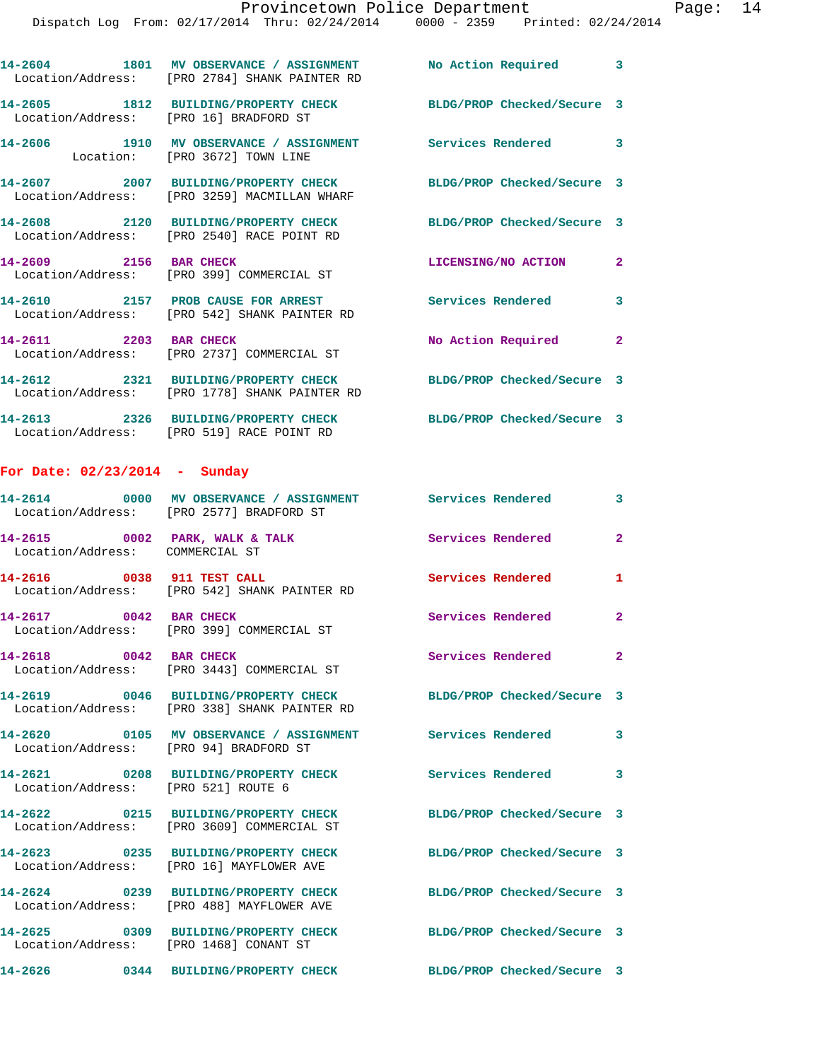14-2604 1801 MV OBSERVANCE / ASSIGNMENT No Action Required 3
Location/Address: [PRO 2784] SHANK PAINTER RD

14-2605 1812 BUILDING/PROPERTY CHECK BLDG/PROP Checked/Secure 3
Location/Address: [PRO 16] BRADFORD ST

14-2606 1910 MV OBSERVANCE / ASSIGNMENT Services Rendered 3
Location: [PRO 3672] TOWN LINE

14-2607 2007 BUILDING/PROPERTY CHECK BLDG/PROP Checked/Secure 3
Location/Address: [PRO 3259] MACMILLAN WHARF

14-2608 2120 BUILDING/PROPERTY CHECK BLDG/PROP Checked/Secure 3
Location/Address: [PRO 2540] RACE POINT RD

14-2609 2156 BAR CHECK LICENSING/NO ACTION 2
Location/Address: [PRO 399] COMMERCIAL ST

14-2610 2157 PROB CAUSE FOR ARREST Services Rendered 3
Location/Address: [PRO 542] SHANK PAINTER RD

14-2611 2203 BAR CHECK No Action Required 2
Location/Address: [PRO 2737] COMMERCIAL ST

14-2612 2321 BUILDING/PROPERTY CHECK BLDG/PROP Checked/Secure 3
Location/Address: [PRO 1778] SHANK PAINTER RD

14-2613 2326 BUILDING/PROPERTY CHECK BLDG/PROP Checked/Secure 3
Location/Address: [PRO 519] RACE POINT RD

**For Date: 02/23/2014 - Sunday**

14-2614 0000 MV OBSERVANCE / ASSIGNMENT Services Rendered 3
Location/Address: [PRO 2577] BRADFORD ST

14-2615 0002 PARK, WALK & TALK Services Rendered 2
Location/Address: COMMERCIAL ST

14-2616 0038 911 TEST CALL Services Rendered 1
Location/Address: [PRO 542] SHANK PAINTER RD

14-2617 0042 BAR CHECK Services Rendered 2
Location/Address: [PRO 399] COMMERCIAL ST

14-2618 0042 BAR CHECK Services Rendered 2
Location/Address: [PRO 3443] COMMERCIAL ST

14-2619 0046 BUILDING/PROPERTY CHECK BLDG/PROP Checked/Secure 3
Location/Address: [PRO 338] SHANK PAINTER RD

14-2620 0105 MV OBSERVANCE / ASSIGNMENT Services Rendered 3
Location/Address: [PRO 94] BRADFORD ST

14-2621 0208 BUILDING/PROPERTY CHECK Services Rendered 3
Location/Address: [PRO 521] ROUTE 6

14-2622 0215 BUILDING/PROPERTY CHECK BLDG/PROP Checked/Secure 3
Location/Address: [PRO 3609] COMMERCIAL ST

14-2623 0235 BUILDING/PROPERTY CHECK BLDG/PROP Checked/Secure 3
Location/Address: [PRO 16] MAYFLOWER AVE

14-2624 0239 BUILDING/PROPERTY CHECK BLDG/PROP Checked/Secure 3
Location/Address: [PRO 488] MAYFLOWER AVE

14-2625 0309 BUILDING/PROPERTY CHECK BLDG/PROP Checked/Secure 3
Location/Address: [PRO 1468] CONANT ST

14-2626 0344 BUILDING/PROPERTY CHECK BLDG/PROP Checked/Secure 3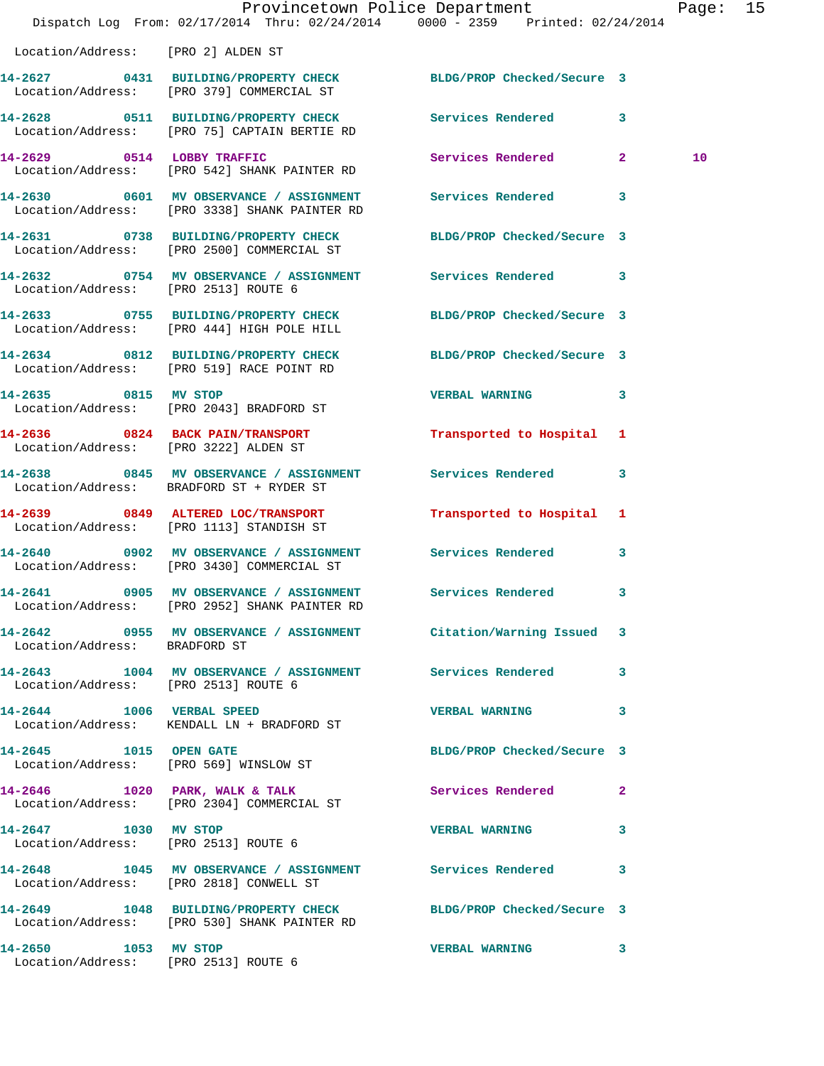Location/Address: [PRO 2] ALDEN ST

| Call # | Time | Call Reason | Action | Priority | |
|---|---|---|---|---|---|
| 14-2627 | 0431 | BUILDING/PROPERTY CHECK | BLDG/PROP Checked/Secure | 3 | |
| | | Location/Address: [PRO 379] COMMERCIAL ST | | | |
| 14-2628 | 0511 | BUILDING/PROPERTY CHECK | Services Rendered | 3 | |
| | | Location/Address: [PRO 75] CAPTAIN BERTIE RD | | | |
| 14-2629 | 0514 | LOBBY TRAFFIC | Services Rendered | 2 | 10 |
| | | Location/Address: [PRO 542] SHANK PAINTER RD | | | |
| 14-2630 | 0601 | MV OBSERVANCE / ASSIGNMENT | Services Rendered | 3 | |
| | | Location/Address: [PRO 3338] SHANK PAINTER RD | | | |
| 14-2631 | 0738 | BUILDING/PROPERTY CHECK | BLDG/PROP Checked/Secure | 3 | |
| | | Location/Address: [PRO 2500] COMMERCIAL ST | | | |
| 14-2632 | 0754 | MV OBSERVANCE / ASSIGNMENT | Services Rendered | 3 | |
| | | Location/Address: [PRO 2513] ROUTE 6 | | | |
| 14-2633 | 0755 | BUILDING/PROPERTY CHECK | BLDG/PROP Checked/Secure | 3 | |
| | | Location/Address: [PRO 444] HIGH POLE HILL | | | |
| 14-2634 | 0812 | BUILDING/PROPERTY CHECK | BLDG/PROP Checked/Secure | 3 | |
| | | Location/Address: [PRO 519] RACE POINT RD | | | |
| 14-2635 | 0815 | MV STOP | VERBAL WARNING | 3 | |
| | | Location/Address: [PRO 2043] BRADFORD ST | | | |
| 14-2636 | 0824 | BACK PAIN/TRANSPORT | Transported to Hospital | 1 | |
| | | Location/Address: [PRO 3222] ALDEN ST | | | |
| 14-2638 | 0845 | MV OBSERVANCE / ASSIGNMENT | Services Rendered | 3 | |
| | | Location/Address: BRADFORD ST + RYDER ST | | | |
| 14-2639 | 0849 | ALTERED LOC/TRANSPORT | Transported to Hospital | 1 | |
| | | Location/Address: [PRO 1113] STANDISH ST | | | |
| 14-2640 | 0902 | MV OBSERVANCE / ASSIGNMENT | Services Rendered | 3 | |
| | | Location/Address: [PRO 3430] COMMERCIAL ST | | | |
| 14-2641 | 0905 | MV OBSERVANCE / ASSIGNMENT | Services Rendered | 3 | |
| | | Location/Address: [PRO 2952] SHANK PAINTER RD | | | |
| 14-2642 | 0955 | MV OBSERVANCE / ASSIGNMENT | Citation/Warning Issued | 3 | |
| | | Location/Address: BRADFORD ST | | | |
| 14-2643 | 1004 | MV OBSERVANCE / ASSIGNMENT | Services Rendered | 3 | |
| | | Location/Address: [PRO 2513] ROUTE 6 | | | |
| 14-2644 | 1006 | VERBAL SPEED | VERBAL WARNING | 3 | |
| | | Location/Address: KENDALL LN + BRADFORD ST | | | |
| 14-2645 | 1015 | OPEN GATE | BLDG/PROP Checked/Secure | 3 | |
| | | Location/Address: [PRO 569] WINSLOW ST | | | |
| 14-2646 | 1020 | PARK, WALK & TALK | Services Rendered | 2 | |
| | | Location/Address: [PRO 2304] COMMERCIAL ST | | | |
| 14-2647 | 1030 | MV STOP | VERBAL WARNING | 3 | |
| | | Location/Address: [PRO 2513] ROUTE 6 | | | |
| 14-2648 | 1045 | MV OBSERVANCE / ASSIGNMENT | Services Rendered | 3 | |
| | | Location/Address: [PRO 2818] CONWELL ST | | | |
| 14-2649 | 1048 | BUILDING/PROPERTY CHECK | BLDG/PROP Checked/Secure | 3 | |
| | | Location/Address: [PRO 530] SHANK PAINTER RD | | | |
| 14-2650 | 1053 | MV STOP | VERBAL WARNING | 3 | |
| | | Location/Address: [PRO 2513] ROUTE 6 | | | |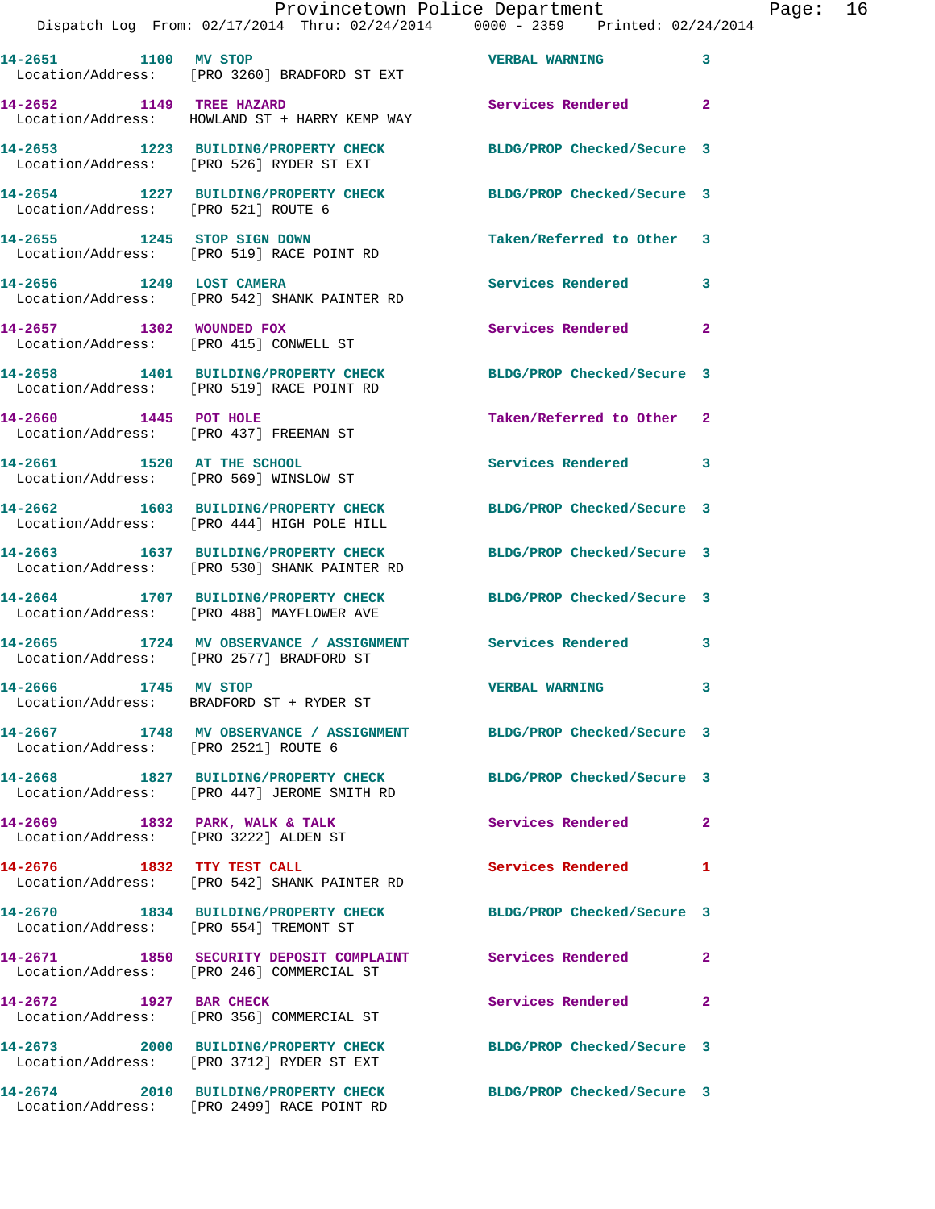| Call # | Time | Call Reason | Action | Priority |
|---|---|---|---|---|
| 14-2651 | 1100 | MV STOP | VERBAL WARNING | 3 |
| Location/Address: [PRO 3260] BRADFORD ST EXT | | | | |
| 14-2652 | 1149 | TREE HAZARD | Services Rendered | 2 |
| Location/Address: HOWLAND ST + HARRY KEMP WAY | | | | |
| 14-2653 | 1223 | BUILDING/PROPERTY CHECK | BLDG/PROP Checked/Secure | 3 |
| Location/Address: [PRO 526] RYDER ST EXT | | | | |
| 14-2654 | 1227 | BUILDING/PROPERTY CHECK | BLDG/PROP Checked/Secure | 3 |
| Location/Address: [PRO 521] ROUTE 6 | | | | |
| 14-2655 | 1245 | STOP SIGN DOWN | Taken/Referred to Other | 3 |
| Location/Address: [PRO 519] RACE POINT RD | | | | |
| 14-2656 | 1249 | LOST CAMERA | Services Rendered | 3 |
| Location/Address: [PRO 542] SHANK PAINTER RD | | | | |
| 14-2657 | 1302 | WOUNDED FOX | Services Rendered | 2 |
| Location/Address: [PRO 415] CONWELL ST | | | | |
| 14-2658 | 1401 | BUILDING/PROPERTY CHECK | BLDG/PROP Checked/Secure | 3 |
| Location/Address: [PRO 519] RACE POINT RD | | | | |
| 14-2660 | 1445 | POT HOLE | Taken/Referred to Other | 2 |
| Location/Address: [PRO 437] FREEMAN ST | | | | |
| 14-2661 | 1520 | AT THE SCHOOL | Services Rendered | 3 |
| Location/Address: [PRO 569] WINSLOW ST | | | | |
| 14-2662 | 1603 | BUILDING/PROPERTY CHECK | BLDG/PROP Checked/Secure | 3 |
| Location/Address: [PRO 444] HIGH POLE HILL | | | | |
| 14-2663 | 1637 | BUILDING/PROPERTY CHECK | BLDG/PROP Checked/Secure | 3 |
| Location/Address: [PRO 530] SHANK PAINTER RD | | | | |
| 14-2664 | 1707 | BUILDING/PROPERTY CHECK | BLDG/PROP Checked/Secure | 3 |
| Location/Address: [PRO 488] MAYFLOWER AVE | | | | |
| 14-2665 | 1724 | MV OBSERVANCE / ASSIGNMENT | Services Rendered | 3 |
| Location/Address: [PRO 2577] BRADFORD ST | | | | |
| 14-2666 | 1745 | MV STOP | VERBAL WARNING | 3 |
| Location/Address: BRADFORD ST + RYDER ST | | | | |
| 14-2667 | 1748 | MV OBSERVANCE / ASSIGNMENT | BLDG/PROP Checked/Secure | 3 |
| Location/Address: [PRO 2521] ROUTE 6 | | | | |
| 14-2668 | 1827 | BUILDING/PROPERTY CHECK | BLDG/PROP Checked/Secure | 3 |
| Location/Address: [PRO 447] JEROME SMITH RD | | | | |
| 14-2669 | 1832 | PARK, WALK & TALK | Services Rendered | 2 |
| Location/Address: [PRO 3222] ALDEN ST | | | | |
| 14-2676 | 1832 | TTY TEST CALL | Services Rendered | 1 |
| Location/Address: [PRO 542] SHANK PAINTER RD | | | | |
| 14-2670 | 1834 | BUILDING/PROPERTY CHECK | BLDG/PROP Checked/Secure | 3 |
| Location/Address: [PRO 554] TREMONT ST | | | | |
| 14-2671 | 1850 | SECURITY DEPOSIT COMPLAINT | Services Rendered | 2 |
| Location/Address: [PRO 246] COMMERCIAL ST | | | | |
| 14-2672 | 1927 | BAR CHECK | Services Rendered | 2 |
| Location/Address: [PRO 356] COMMERCIAL ST | | | | |
| 14-2673 | 2000 | BUILDING/PROPERTY CHECK | BLDG/PROP Checked/Secure | 3 |
| Location/Address: [PRO 3712] RYDER ST EXT | | | | |
| 14-2674 | 2010 | BUILDING/PROPERTY CHECK | BLDG/PROP Checked/Secure | 3 |
| Location/Address: [PRO 2499] RACE POINT RD | | | | |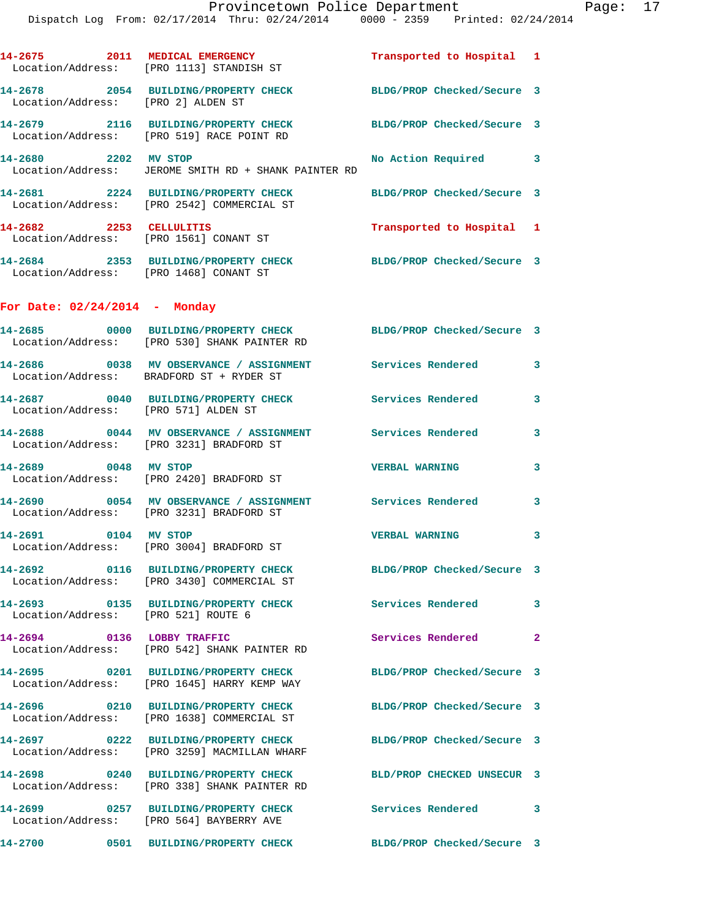14-2675 2011 MEDICAL EMERGENCY Transported to Hospital 1
Location/Address: [PRO 1113] STANDISH ST

14-2678 2054 BUILDING/PROPERTY CHECK BLDG/PROP Checked/Secure 3
Location/Address: [PRO 2] ALDEN ST

14-2679 2116 BUILDING/PROPERTY CHECK BLDG/PROP Checked/Secure 3
Location/Address: [PRO 519] RACE POINT RD

14-2680 2202 MV STOP No Action Required 3
Location/Address: JEROME SMITH RD + SHANK PAINTER RD

14-2681 2224 BUILDING/PROPERTY CHECK BLDG/PROP Checked/Secure 3
Location/Address: [PRO 2542] COMMERCIAL ST

14-2682 2253 CELLULITIS Transported to Hospital 1
Location/Address: [PRO 1561] CONANT ST

14-2684 2353 BUILDING/PROPERTY CHECK BLDG/PROP Checked/Secure 3
Location/Address: [PRO 1468] CONANT ST

## For Date: 02/24/2014 - Monday

14-2685 0000 BUILDING/PROPERTY CHECK BLDG/PROP Checked/Secure 3
Location/Address: [PRO 530] SHANK PAINTER RD

14-2686 0038 MV OBSERVANCE / ASSIGNMENT Services Rendered 3
Location/Address: BRADFORD ST + RYDER ST

14-2687 0040 BUILDING/PROPERTY CHECK Services Rendered 3
Location/Address: [PRO 571] ALDEN ST

14-2688 0044 MV OBSERVANCE / ASSIGNMENT Services Rendered 3
Location/Address: [PRO 3231] BRADFORD ST

14-2689 0048 MV STOP VERBAL WARNING 3
Location/Address: [PRO 2420] BRADFORD ST

14-2690 0054 MV OBSERVANCE / ASSIGNMENT Services Rendered 3
Location/Address: [PRO 3231] BRADFORD ST

14-2691 0104 MV STOP VERBAL WARNING 3
Location/Address: [PRO 3004] BRADFORD ST

14-2692 0116 BUILDING/PROPERTY CHECK BLDG/PROP Checked/Secure 3
Location/Address: [PRO 3430] COMMERCIAL ST

14-2693 0135 BUILDING/PROPERTY CHECK Services Rendered 3
Location/Address: [PRO 521] ROUTE 6

14-2694 0136 LOBBY TRAFFIC Services Rendered 2
Location/Address: [PRO 542] SHANK PAINTER RD

14-2695 0201 BUILDING/PROPERTY CHECK BLDG/PROP Checked/Secure 3
Location/Address: [PRO 1645] HARRY KEMP WAY

14-2696 0210 BUILDING/PROPERTY CHECK BLDG/PROP Checked/Secure 3
Location/Address: [PRO 1638] COMMERCIAL ST

14-2697 0222 BUILDING/PROPERTY CHECK BLDG/PROP Checked/Secure 3
Location/Address: [PRO 3259] MACMILLAN WHARF

14-2698 0240 BUILDING/PROPERTY CHECK BLD/PROP CHECKED UNSECUR 3
Location/Address: [PRO 338] SHANK PAINTER RD

14-2699 0257 BUILDING/PROPERTY CHECK Services Rendered 3
Location/Address: [PRO 564] BAYBERRY AVE

14-2700 0501 BUILDING/PROPERTY CHECK BLDG/PROP Checked/Secure 3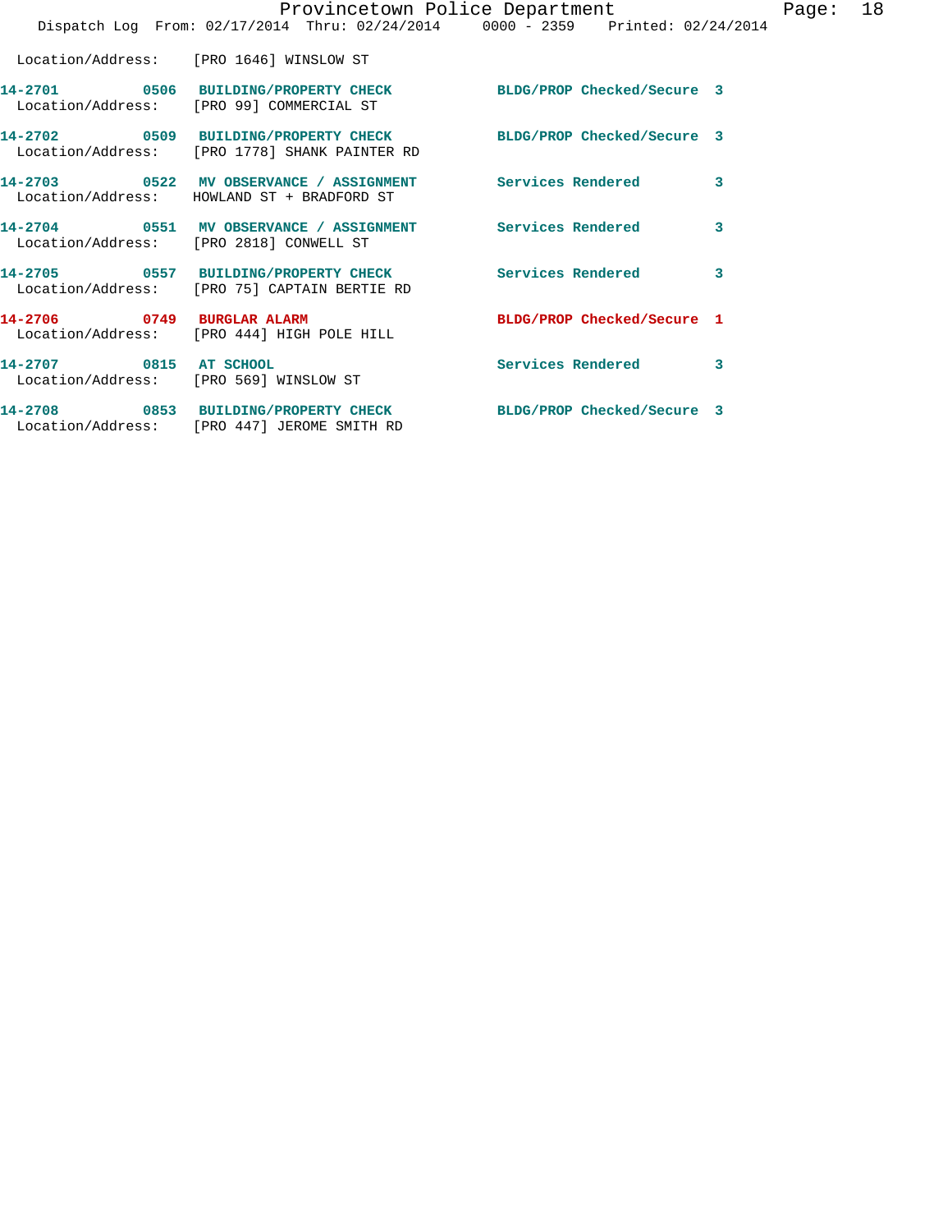Location/Address: [PRO 1646] WINSLOW ST

**14-2701 0506 BUILDING/PROPERTY CHECK** BLDG/PROP Checked/Secure 3
Location/Address: [PRO 99] COMMERCIAL ST

**14-2702 0509 BUILDING/PROPERTY CHECK** BLDG/PROP Checked/Secure 3
Location/Address: [PRO 1778] SHANK PAINTER RD

**14-2703 0522 MV OBSERVANCE / ASSIGNMENT** Services Rendered 3
Location/Address: HOWLAND ST + BRADFORD ST

**14-2704 0551 MV OBSERVANCE / ASSIGNMENT** Services Rendered 3
Location/Address: [PRO 2818] CONWELL ST

**14-2705 0557 BUILDING/PROPERTY CHECK** Services Rendered 3
Location/Address: [PRO 75] CAPTAIN BERTIE RD

**14-2706 0749 BURGLAR ALARM** BLDG/PROP Checked/Secure 1
Location/Address: [PRO 444] HIGH POLE HILL

**14-2707 0815 AT SCHOOL** Services Rendered 3
Location/Address: [PRO 569] WINSLOW ST

**14-2708 0853 BUILDING/PROPERTY CHECK** BLDG/PROP Checked/Secure 3
Location/Address: [PRO 447] JEROME SMITH RD